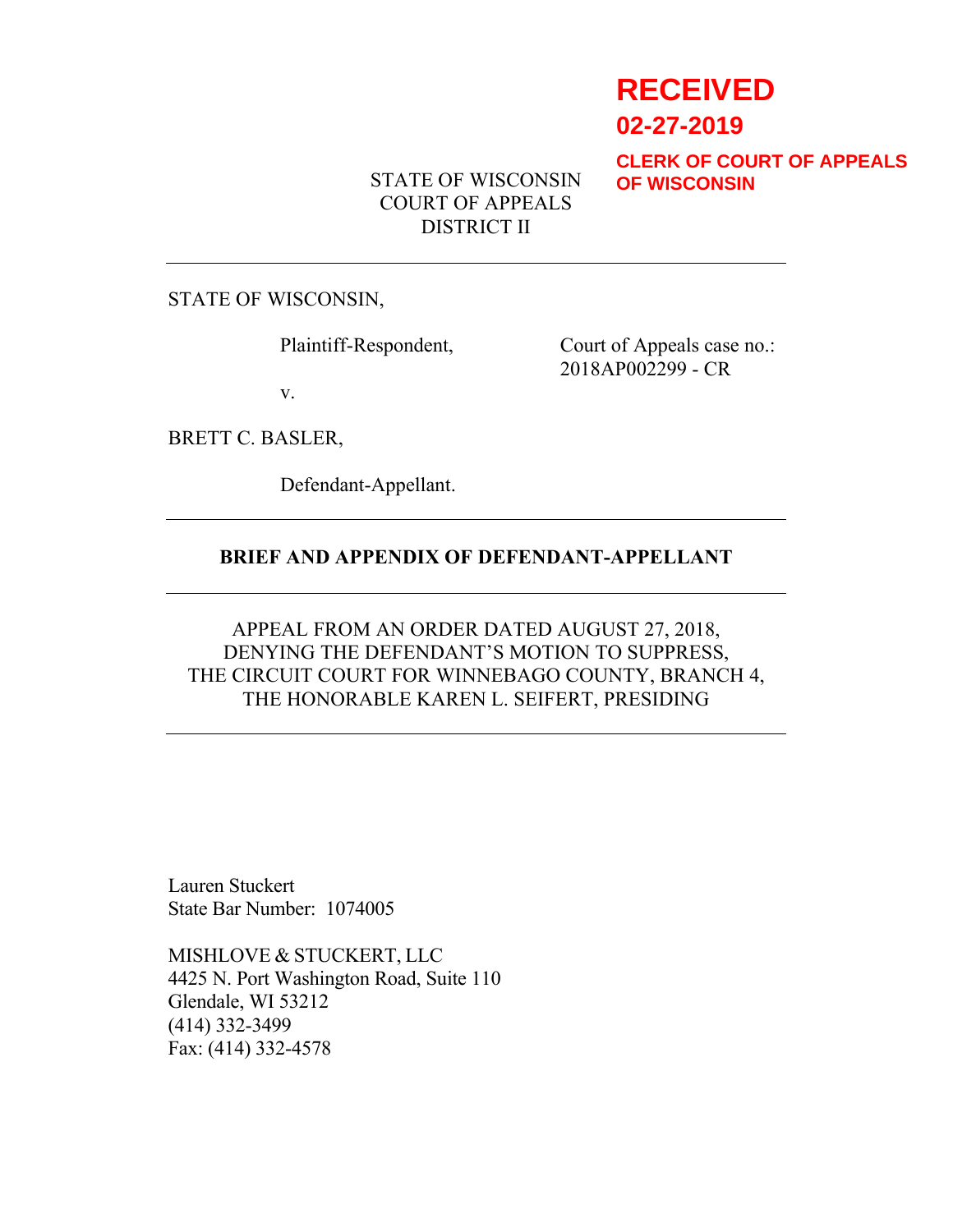**RECEIVED**
**02-27-2019**
**CLERK OF COURT OF APPEALS OF WISCONSIN**

STATE OF WISCONSIN
COURT OF APPEALS
DISTRICT II

---

STATE OF WISCONSIN,

Plaintiff-Respondent,

Court of Appeals case no.:
2018AP002299 - CR

v.

BRETT C. BASLER,

Defendant-Appellant.

---

**BRIEF AND APPENDIX OF DEFENDANT-APPELLANT**

---

APPEAL FROM AN ORDER DATED AUGUST 27, 2018,
DENYING THE DEFENDANT'S MOTION TO SUPPRESS,
THE CIRCUIT COURT FOR WINNEBAGO COUNTY, BRANCH 4,
THE HONORABLE KAREN L. SEIFERT, PRESIDING

---

Lauren Stuckert
State Bar Number: 1074005

MISHLOVE & STUCKERT, LLC
4425 N. Port Washington Road, Suite 110
Glendale, WI 53212
(414) 332-3499
Fax: (414) 332-4578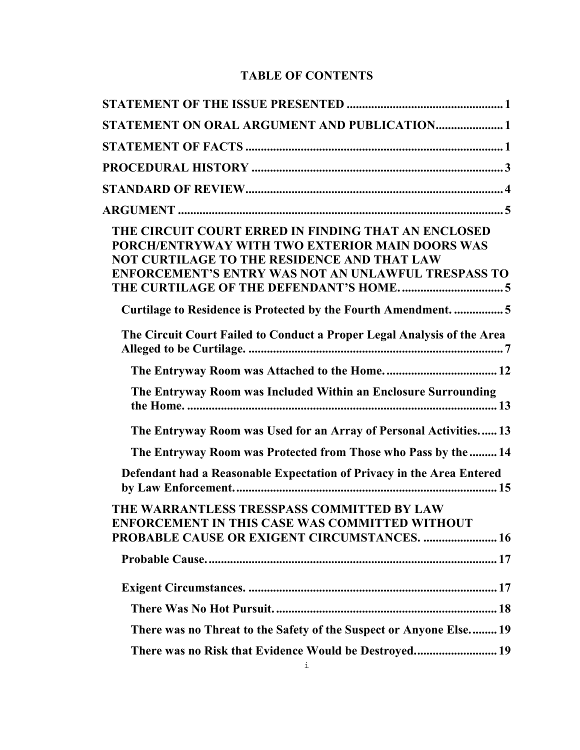# TABLE OF CONTENTS

**STATEMENT OF THE ISSUE PRESENTED** .................................................. 1

**STATEMENT ON ORAL ARGUMENT AND PUBLICATION** ..................... 1

**STATEMENT OF FACTS** ................................................................................ 1

**PROCEDURAL HISTORY** ............................................................................. 3

**STANDARD OF REVIEW** ............................................................................... 4

**ARGUMENT** ...................................................................................................... 5

- **THE CIRCUIT COURT ERRED IN FINDING THAT AN ENCLOSED PORCH/ENTRYWAY WITH TWO EXTERIOR MAIN DOORS WAS NOT CURTILAGE TO THE RESIDENCE AND THAT LAW ENFORCEMENT'S ENTRY WAS NOT AN UNLAWFUL TRESPASS TO THE CURTILAGE OF THE DEFENDANT'S HOME.** ................................ 5
  - **Curtilage to Residence is Protected by the Fourth Amendment.** ................ 5
  - **The Circuit Court Failed to Conduct a Proper Legal Analysis of the Area Alleged to be Curtilage.** ................................................................................. 7
    - **The Entryway Room was Attached to the Home.** .................................. 12
    - **The Entryway Room was Included Within an Enclosure Surrounding the Home.** ........................................................................................... 13
    - **The Entryway Room was Used for an Array of Personal Activities.** ..... 13
    - **The Entryway Room was Protected from Those who Pass by the** ......... 14
  - **Defendant had a Reasonable Expectation of Privacy in the Area Entered by Law Enforcement.** ...................................................................................... 15
- **THE WARRANTLESS TRESSPASS COMMITTED BY LAW ENFORCEMENT IN THIS CASE WAS COMMITTED WITHOUT PROBABLE CAUSE OR EXIGENT CIRCUMSTANCES.** ...................... 16
  - **Probable Cause.** ............................................................................................ 17
  - **Exigent Circumstances.** ................................................................................ 17
    - **There Was No Hot Pursuit.** ...................................................................... 18
    - **There was no Threat to the Safety of the Suspect or Anyone Else.** ........ 19
    - **There was no Risk that Evidence Would be Destroyed.** .......................... 19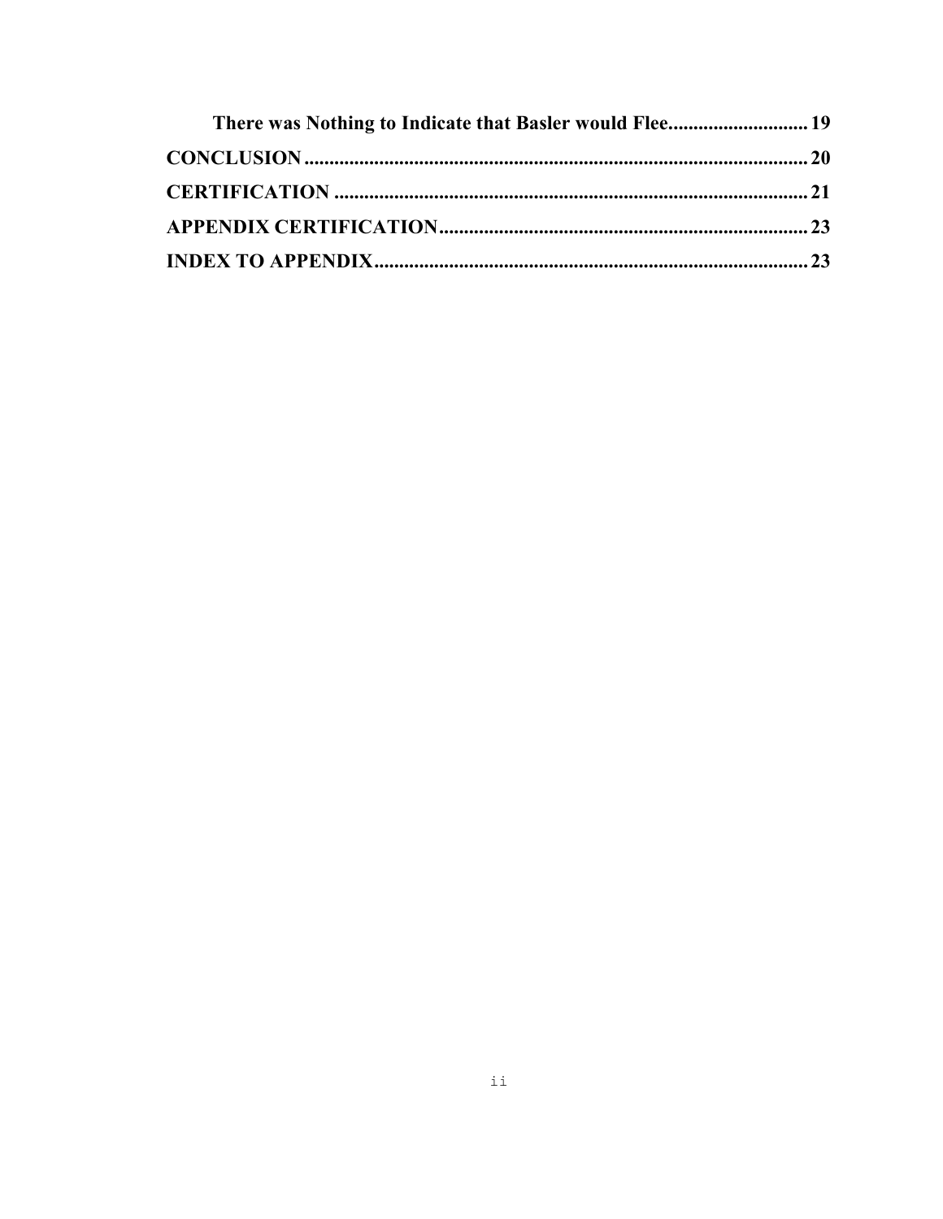**There was Nothing to Indicate that Basler would Flee** ........................... 19

**CONCLUSION** ........................................................................................... 20

**CERTIFICATION** ..................................................................................... 21

**APPENDIX CERTIFICATION** ................................................................. 23

**INDEX TO APPENDIX** ............................................................................ 23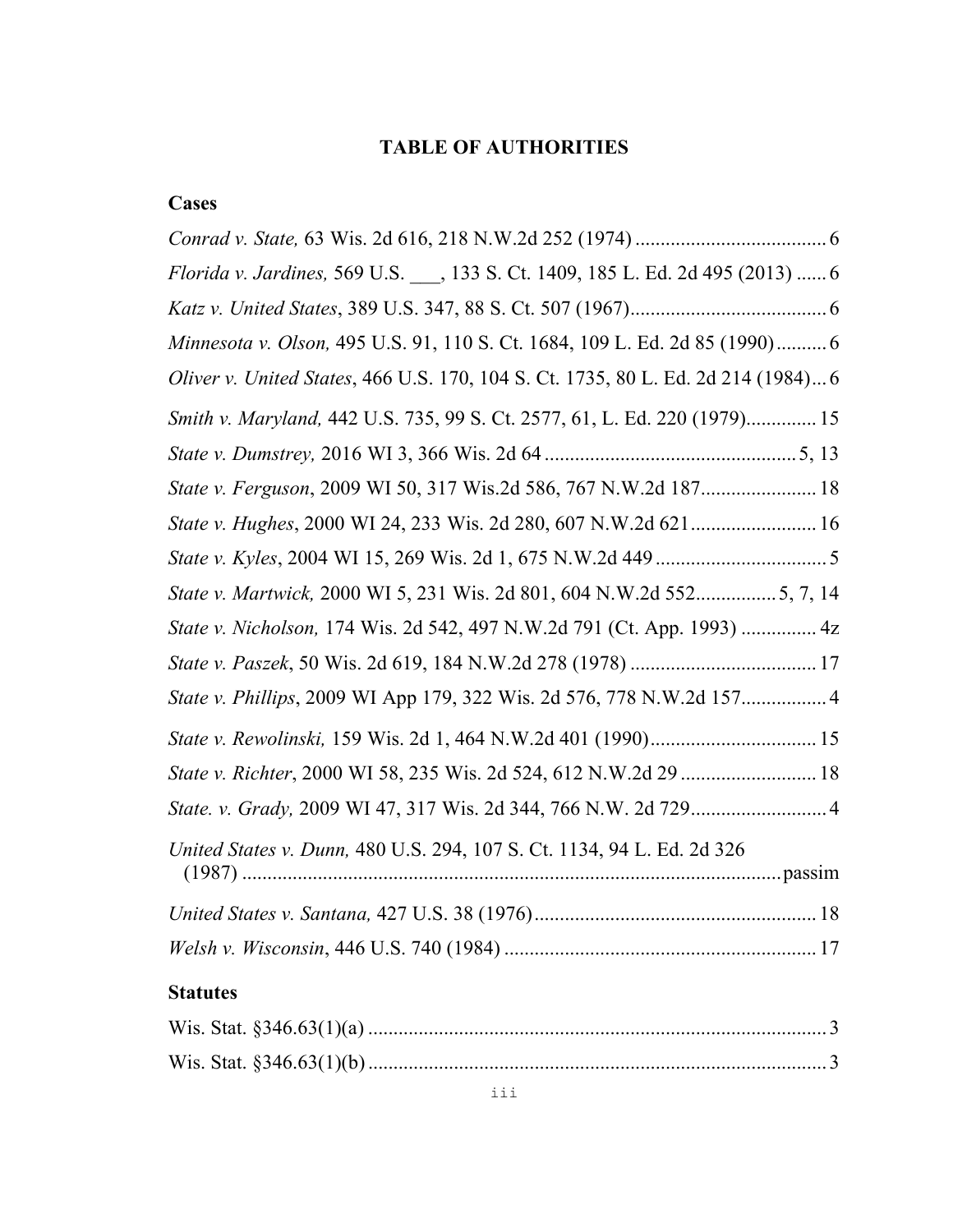# TABLE OF AUTHORITIES

## Cases

*Conrad v. State,* 63 Wis. 2d 616, 218 N.W.2d 252 (1974) ...................................... 6

*Florida v. Jardines,* 569 U.S. ___, 133 S. Ct. 1409, 185 L. Ed. 2d 495 (2013) ...... 6

*Katz v. United States*, 389 U.S. 347, 88 S. Ct. 507 (1967)....................................... 6

*Minnesota v. Olson,* 495 U.S. 91, 110 S. Ct. 1684, 109 L. Ed. 2d 85 (1990) .......... 6

*Oliver v. United States*, 466 U.S. 170, 104 S. Ct. 1735, 80 L. Ed. 2d 214 (1984)... 6

*Smith v. Maryland,* 442 U.S. 735, 99 S. Ct. 2577, 61, L. Ed. 220 (1979).............. 15

*State v. Dumstrey,* 2016 WI 3, 366 Wis. 2d 64 .................................................. 5, 13

*State v. Ferguson*, 2009 WI 50, 317 Wis.2d 586, 767 N.W.2d 187....................... 18

*State v. Hughes*, 2000 WI 24, 233 Wis. 2d 280, 607 N.W.2d 621......................... 16

*State v. Kyles*, 2004 WI 15, 269 Wis. 2d 1, 675 N.W.2d 449 .................................. 5

*State v. Martwick,* 2000 WI 5, 231 Wis. 2d 801, 604 N.W.2d 552................ 5, 7, 14

*State v. Nicholson,* 174 Wis. 2d 542, 497 N.W.2d 791 (Ct. App. 1993) ............... 4z

*State v. Paszek*, 50 Wis. 2d 619, 184 N.W.2d 278 (1978) ..................................... 17

*State v. Phillips*, 2009 WI App 179, 322 Wis. 2d 576, 778 N.W.2d 157................. 4

*State v. Rewolinski,* 159 Wis. 2d 1, 464 N.W.2d 401 (1990)................................. 15

*State v. Richter*, 2000 WI 58, 235 Wis. 2d 524, 612 N.W.2d 29 ........................... 18

*State. v. Grady,* 2009 WI 47, 317 Wis. 2d 344, 766 N.W. 2d 729........................... 4

*United States v. Dunn,* 480 U.S. 294, 107 S. Ct. 1134, 94 L. Ed. 2d 326 (1987) ........................................................................................................... passim

*United States v. Santana,* 427 U.S. 38 (1976)........................................................ 18

*Welsh v. Wisconsin*, 446 U.S. 740 (1984) .............................................................. 17

## Statutes

Wis. Stat. §346.63(1)(a) ........................................................................................... 3

Wis. Stat. §346.63(1)(b) ........................................................................................... 3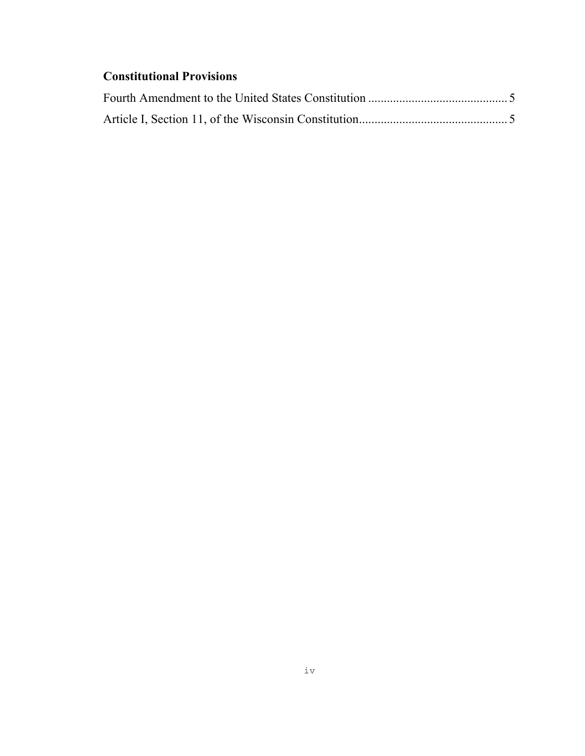**Constitutional Provisions**

Fourth Amendment to the United States Constitution ............................................ 5

Article I, Section 11, of the Wisconsin Constitution............................................... 5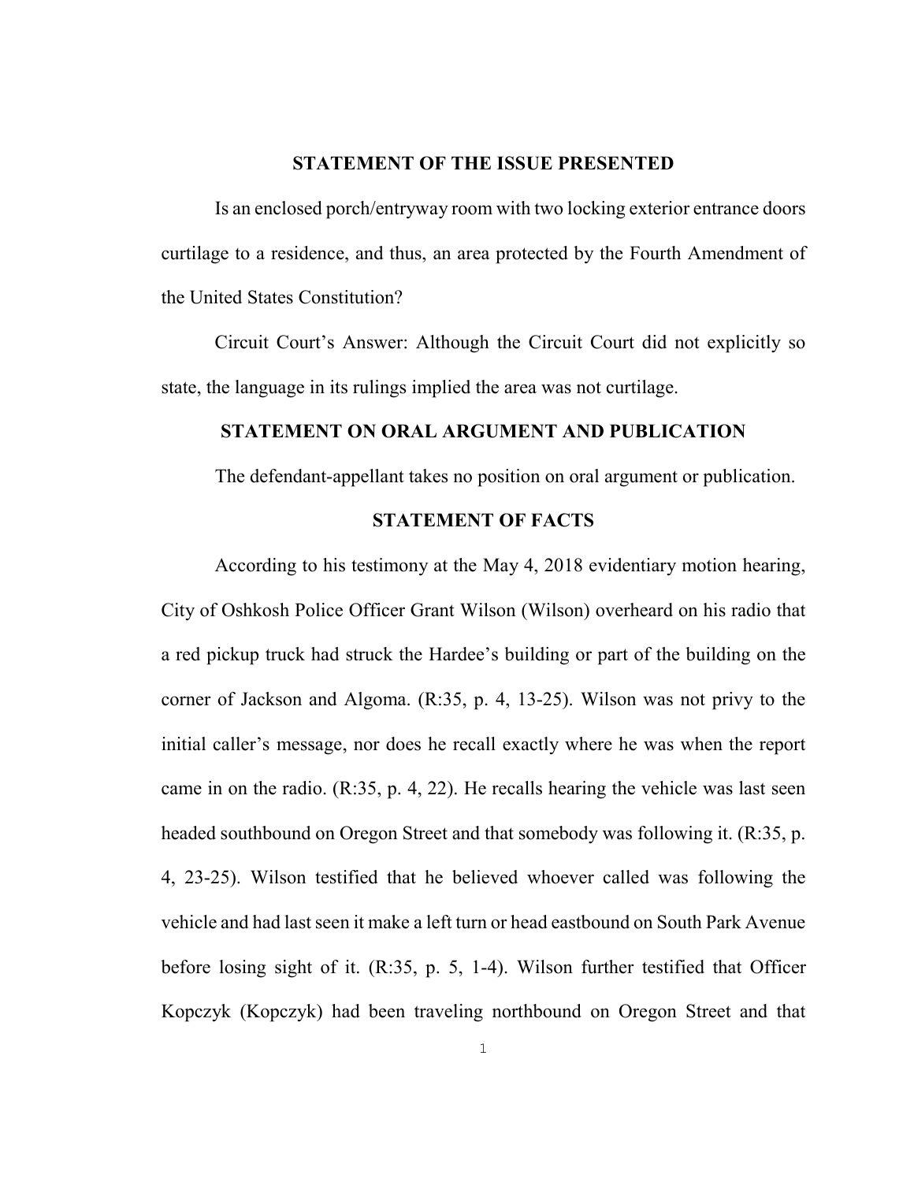## STATEMENT OF THE ISSUE PRESENTED

Is an enclosed porch/entryway room with two locking exterior entrance doors curtilage to a residence, and thus, an area protected by the Fourth Amendment of the United States Constitution?

Circuit Court's Answer: Although the Circuit Court did not explicitly so state, the language in its rulings implied the area was not curtilage.

## STATEMENT ON ORAL ARGUMENT AND PUBLICATION

The defendant-appellant takes no position on oral argument or publication.

## STATEMENT OF FACTS

According to his testimony at the May 4, 2018 evidentiary motion hearing, City of Oshkosh Police Officer Grant Wilson (Wilson) overheard on his radio that a red pickup truck had struck the Hardee's building or part of the building on the corner of Jackson and Algoma. (R:35, p. 4, 13-25). Wilson was not privy to the initial caller's message, nor does he recall exactly where he was when the report came in on the radio. (R:35, p. 4, 22). He recalls hearing the vehicle was last seen headed southbound on Oregon Street and that somebody was following it. (R:35, p. 4, 23-25). Wilson testified that he believed whoever called was following the vehicle and had last seen it make a left turn or head eastbound on South Park Avenue before losing sight of it. (R:35, p. 5, 1-4). Wilson further testified that Officer Kopczyk (Kopczyk) had been traveling northbound on Oregon Street and that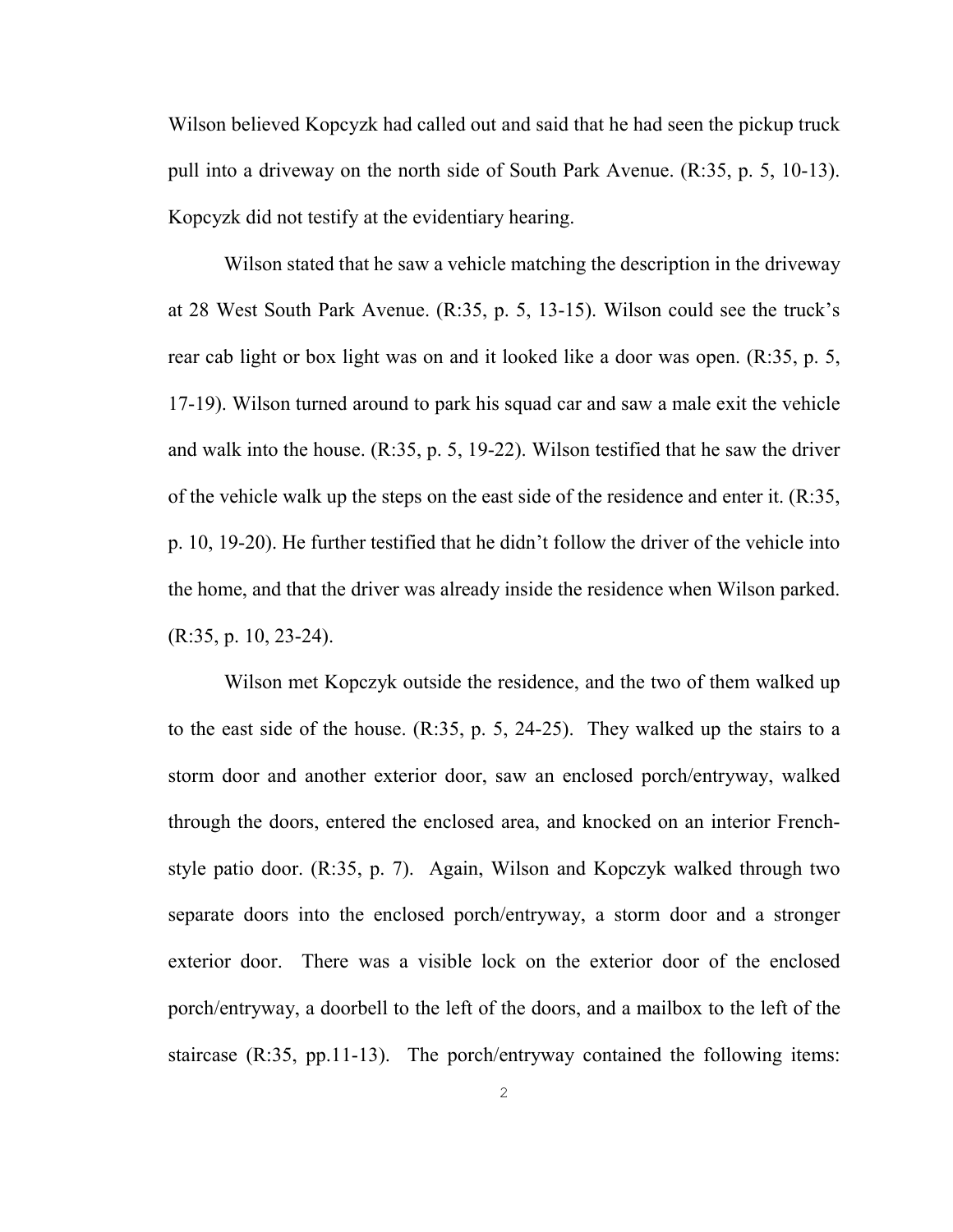Wilson believed Kopcyzk had called out and said that he had seen the pickup truck pull into a driveway on the north side of South Park Avenue. (R:35, p. 5, 10-13). Kopcyzk did not testify at the evidentiary hearing.

Wilson stated that he saw a vehicle matching the description in the driveway at 28 West South Park Avenue. (R:35, p. 5, 13-15). Wilson could see the truck's rear cab light or box light was on and it looked like a door was open. (R:35, p. 5, 17-19). Wilson turned around to park his squad car and saw a male exit the vehicle and walk into the house. (R:35, p. 5, 19-22). Wilson testified that he saw the driver of the vehicle walk up the steps on the east side of the residence and enter it. (R:35, p. 10, 19-20). He further testified that he didn't follow the driver of the vehicle into the home, and that the driver was already inside the residence when Wilson parked. (R:35, p. 10, 23-24).

Wilson met Kopczyk outside the residence, and the two of them walked up to the east side of the house. (R:35, p. 5, 24-25). They walked up the stairs to a storm door and another exterior door, saw an enclosed porch/entryway, walked through the doors, entered the enclosed area, and knocked on an interior French-style patio door. (R:35, p. 7). Again, Wilson and Kopczyk walked through two separate doors into the enclosed porch/entryway, a storm door and a stronger exterior door. There was a visible lock on the exterior door of the enclosed porch/entryway, a doorbell to the left of the doors, and a mailbox to the left of the staircase (R:35, pp.11-13). The porch/entryway contained the following items: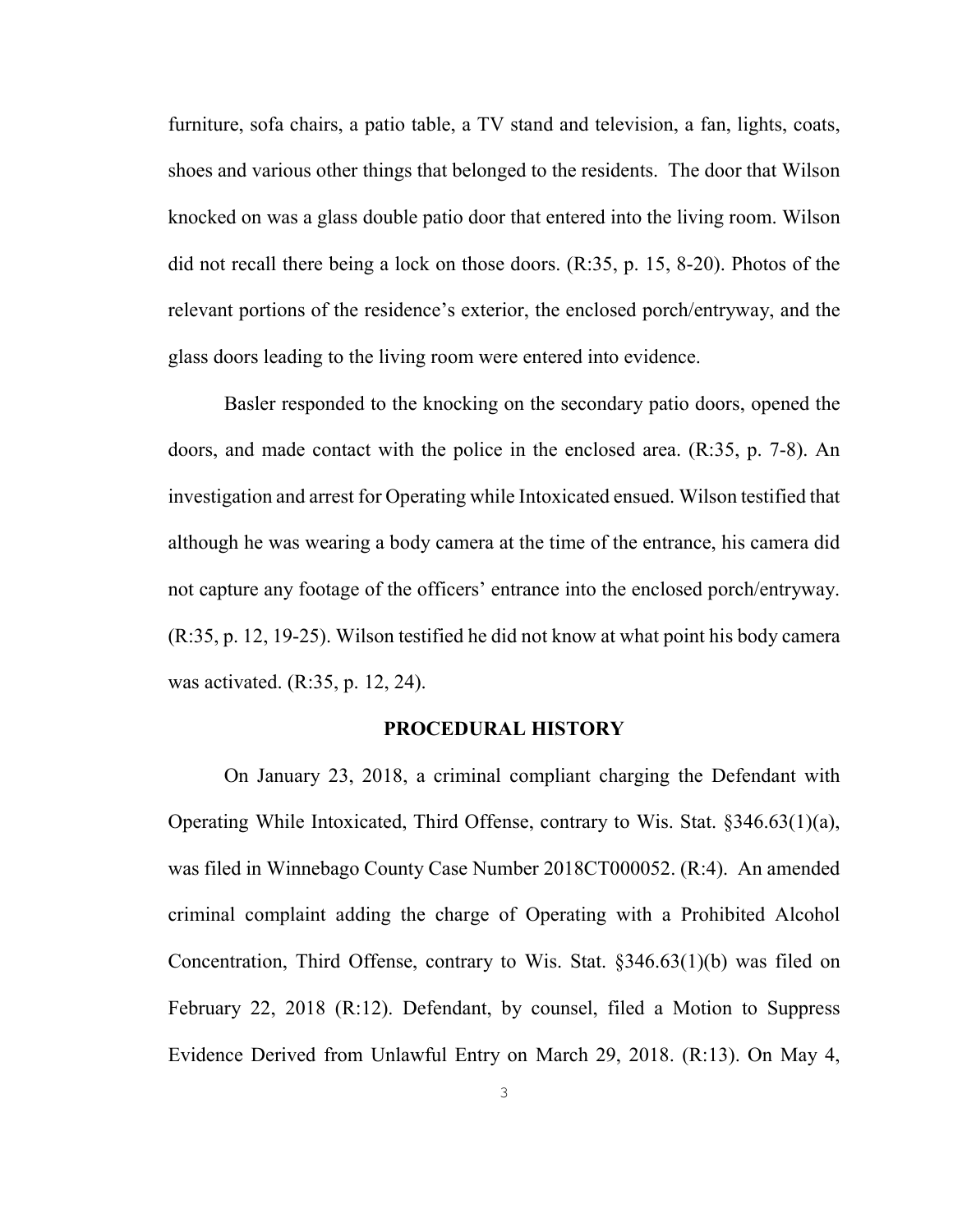furniture, sofa chairs, a patio table, a TV stand and television, a fan, lights, coats, shoes and various other things that belonged to the residents. The door that Wilson knocked on was a glass double patio door that entered into the living room. Wilson did not recall there being a lock on those doors. (R:35, p. 15, 8-20). Photos of the relevant portions of the residence's exterior, the enclosed porch/entryway, and the glass doors leading to the living room were entered into evidence.

Basler responded to the knocking on the secondary patio doors, opened the doors, and made contact with the police in the enclosed area. (R:35, p. 7-8). An investigation and arrest for Operating while Intoxicated ensued. Wilson testified that although he was wearing a body camera at the time of the entrance, his camera did not capture any footage of the officers' entrance into the enclosed porch/entryway. (R:35, p. 12, 19-25). Wilson testified he did not know at what point his body camera was activated. (R:35, p. 12, 24).

## PROCEDURAL HISTORY

On January 23, 2018, a criminal compliant charging the Defendant with Operating While Intoxicated, Third Offense, contrary to Wis. Stat. §346.63(1)(a), was filed in Winnebago County Case Number 2018CT000052. (R:4). An amended criminal complaint adding the charge of Operating with a Prohibited Alcohol Concentration, Third Offense, contrary to Wis. Stat. §346.63(1)(b) was filed on February 22, 2018 (R:12). Defendant, by counsel, filed a Motion to Suppress Evidence Derived from Unlawful Entry on March 29, 2018. (R:13). On May 4,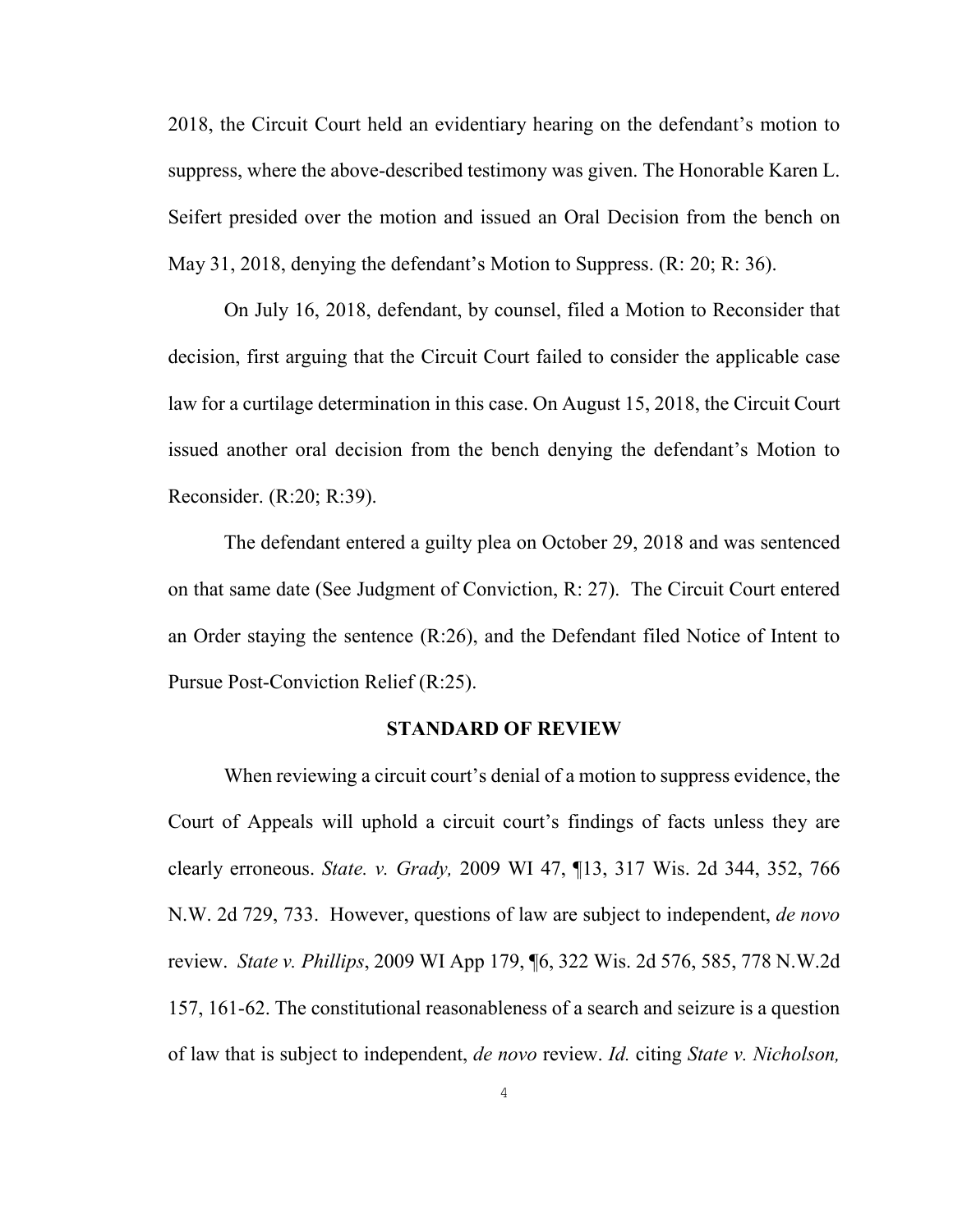2018, the Circuit Court held an evidentiary hearing on the defendant's motion to suppress, where the above-described testimony was given. The Honorable Karen L. Seifert presided over the motion and issued an Oral Decision from the bench on May 31, 2018, denying the defendant's Motion to Suppress. (R: 20; R: 36).

On July 16, 2018, defendant, by counsel, filed a Motion to Reconsider that decision, first arguing that the Circuit Court failed to consider the applicable case law for a curtilage determination in this case. On August 15, 2018, the Circuit Court issued another oral decision from the bench denying the defendant's Motion to Reconsider. (R:20; R:39).

The defendant entered a guilty plea on October 29, 2018 and was sentenced on that same date (See Judgment of Conviction, R: 27). The Circuit Court entered an Order staying the sentence (R:26), and the Defendant filed Notice of Intent to Pursue Post-Conviction Relief (R:25).

## STANDARD OF REVIEW

When reviewing a circuit court's denial of a motion to suppress evidence, the Court of Appeals will uphold a circuit court's findings of facts unless they are clearly erroneous. *State. v. Grady,* 2009 WI 47, ¶13, 317 Wis. 2d 344, 352, 766 N.W. 2d 729, 733. However, questions of law are subject to independent, *de novo* review. *State v. Phillips*, 2009 WI App 179, ¶6, 322 Wis. 2d 576, 585, 778 N.W.2d 157, 161-62. The constitutional reasonableness of a search and seizure is a question of law that is subject to independent, *de novo* review. *Id.* citing *State v. Nicholson,*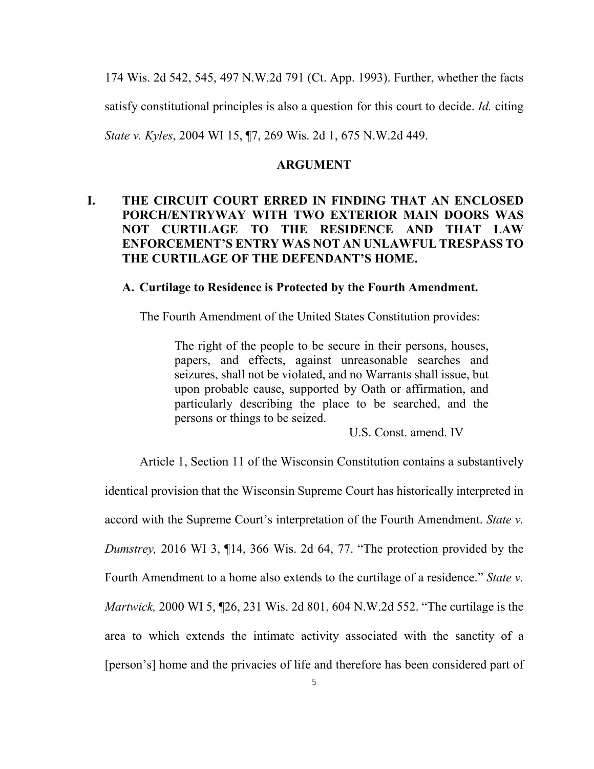174 Wis. 2d 542, 545, 497 N.W.2d 791 (Ct. App. 1993). Further, whether the facts satisfy constitutional principles is also a question for this court to decide. *Id.* citing *State v. Kyles*, 2004 WI 15, ¶7, 269 Wis. 2d 1, 675 N.W.2d 449.

## ARGUMENT

### I. THE CIRCUIT COURT ERRED IN FINDING THAT AN ENCLOSED PORCH/ENTRYWAY WITH TWO EXTERIOR MAIN DOORS WAS NOT CURTILAGE TO THE RESIDENCE AND THAT LAW ENFORCEMENT'S ENTRY WAS NOT AN UNLAWFUL TRESPASS TO THE CURTILAGE OF THE DEFENDANT'S HOME.

#### A. Curtilage to Residence is Protected by the Fourth Amendment.

The Fourth Amendment of the United States Constitution provides:

> The right of the people to be secure in their persons, houses, papers, and effects, against unreasonable searches and seizures, shall not be violated, and no Warrants shall issue, but upon probable cause, supported by Oath or affirmation, and particularly describing the place to be searched, and the persons or things to be seized.
>
> U.S. Const. amend. IV

Article 1, Section 11 of the Wisconsin Constitution contains a substantively identical provision that the Wisconsin Supreme Court has historically interpreted in accord with the Supreme Court's interpretation of the Fourth Amendment. *State v. Dumstrey,* 2016 WI 3, ¶14, 366 Wis. 2d 64, 77. "The protection provided by the Fourth Amendment to a home also extends to the curtilage of a residence." *State v. Martwick,* 2000 WI 5, ¶26, 231 Wis. 2d 801, 604 N.W.2d 552. "The curtilage is the area to which extends the intimate activity associated with the sanctity of a [person's] home and the privacies of life and therefore has been considered part of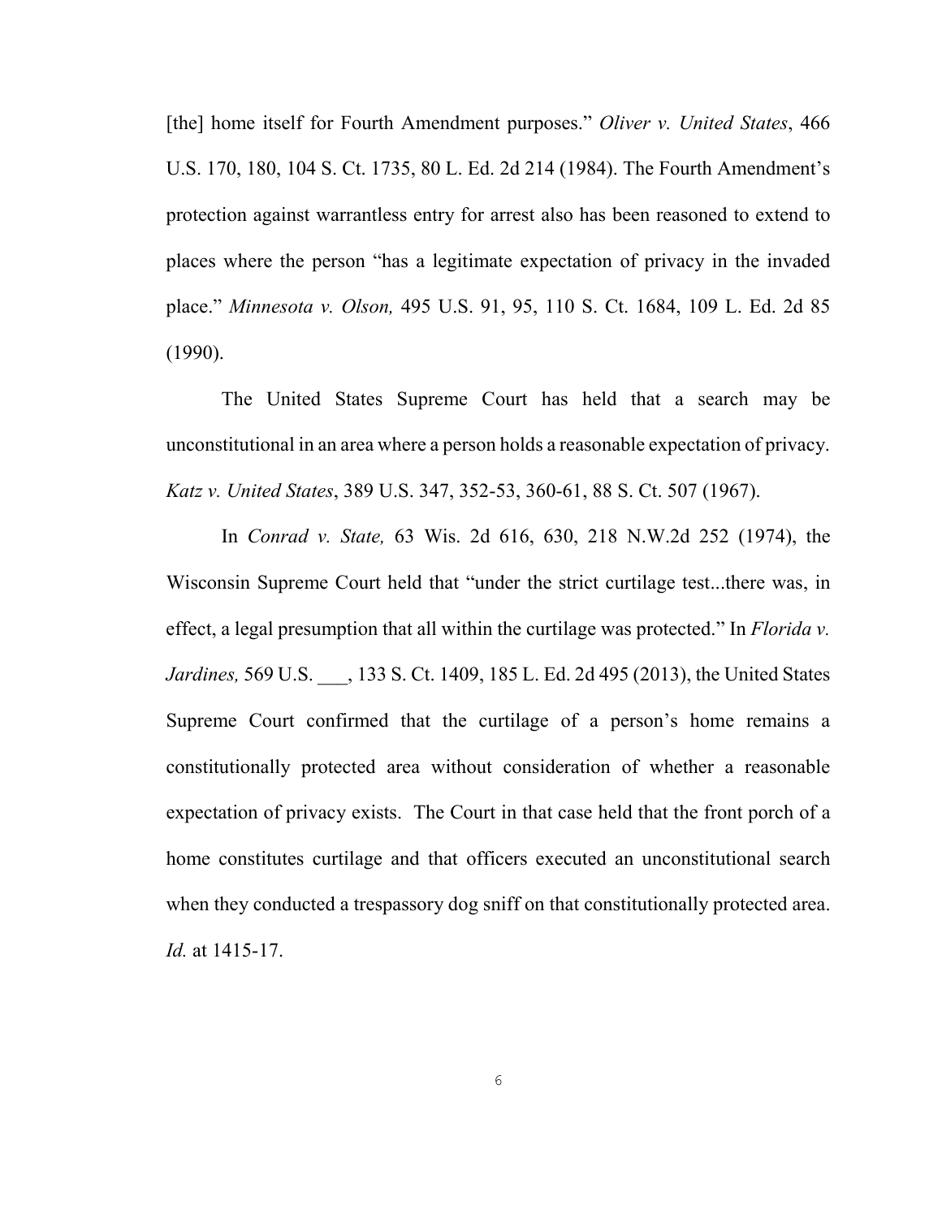[the] home itself for Fourth Amendment purposes." *Oliver v. United States*, 466 U.S. 170, 180, 104 S. Ct. 1735, 80 L. Ed. 2d 214 (1984). The Fourth Amendment's protection against warrantless entry for arrest also has been reasoned to extend to places where the person "has a legitimate expectation of privacy in the invaded place." *Minnesota v. Olson,* 495 U.S. 91, 95, 110 S. Ct. 1684, 109 L. Ed. 2d 85 (1990).

The United States Supreme Court has held that a search may be unconstitutional in an area where a person holds a reasonable expectation of privacy. *Katz v. United States*, 389 U.S. 347, 352-53, 360-61, 88 S. Ct. 507 (1967).

In *Conrad v. State,* 63 Wis. 2d 616, 630, 218 N.W.2d 252 (1974), the Wisconsin Supreme Court held that "under the strict curtilage test...there was, in effect, a legal presumption that all within the curtilage was protected." In *Florida v. Jardines,* 569 U.S. ___, 133 S. Ct. 1409, 185 L. Ed. 2d 495 (2013), the United States Supreme Court confirmed that the curtilage of a person's home remains a constitutionally protected area without consideration of whether a reasonable expectation of privacy exists. The Court in that case held that the front porch of a home constitutes curtilage and that officers executed an unconstitutional search when they conducted a trespassory dog sniff on that constitutionally protected area. *Id.* at 1415-17.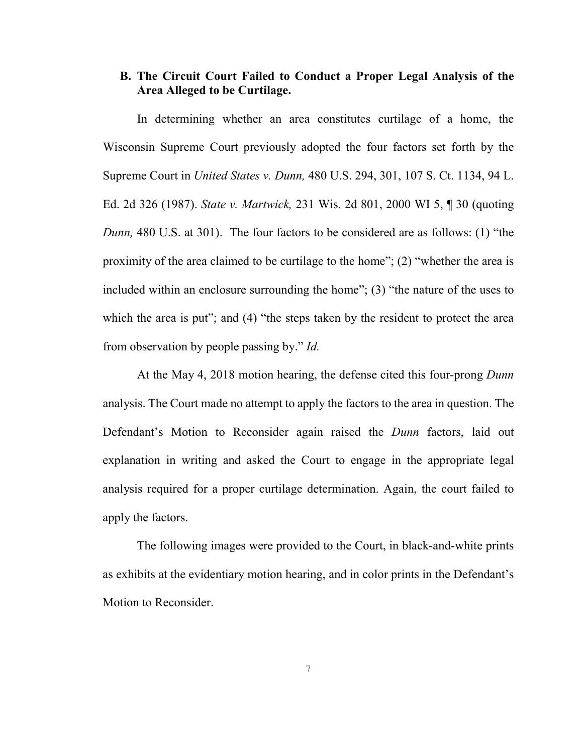### B. The Circuit Court Failed to Conduct a Proper Legal Analysis of the Area Alleged to be Curtilage.

In determining whether an area constitutes curtilage of a home, the Wisconsin Supreme Court previously adopted the four factors set forth by the Supreme Court in *United States v. Dunn,* 480 U.S. 294, 301, 107 S. Ct. 1134, 94 L. Ed. 2d 326 (1987). *State v. Martwick,* 231 Wis. 2d 801, 2000 WI 5, ¶ 30 (quoting *Dunn,* 480 U.S. at 301). The four factors to be considered are as follows: (1) "the proximity of the area claimed to be curtilage to the home"; (2) "whether the area is included within an enclosure surrounding the home"; (3) "the nature of the uses to which the area is put"; and (4) "the steps taken by the resident to protect the area from observation by people passing by." *Id.*

At the May 4, 2018 motion hearing, the defense cited this four-prong *Dunn* analysis. The Court made no attempt to apply the factors to the area in question. The Defendant's Motion to Reconsider again raised the *Dunn* factors, laid out explanation in writing and asked the Court to engage in the appropriate legal analysis required for a proper curtilage determination. Again, the court failed to apply the factors.

The following images were provided to the Court, in black-and-white prints as exhibits at the evidentiary motion hearing, and in color prints in the Defendant's Motion to Reconsider.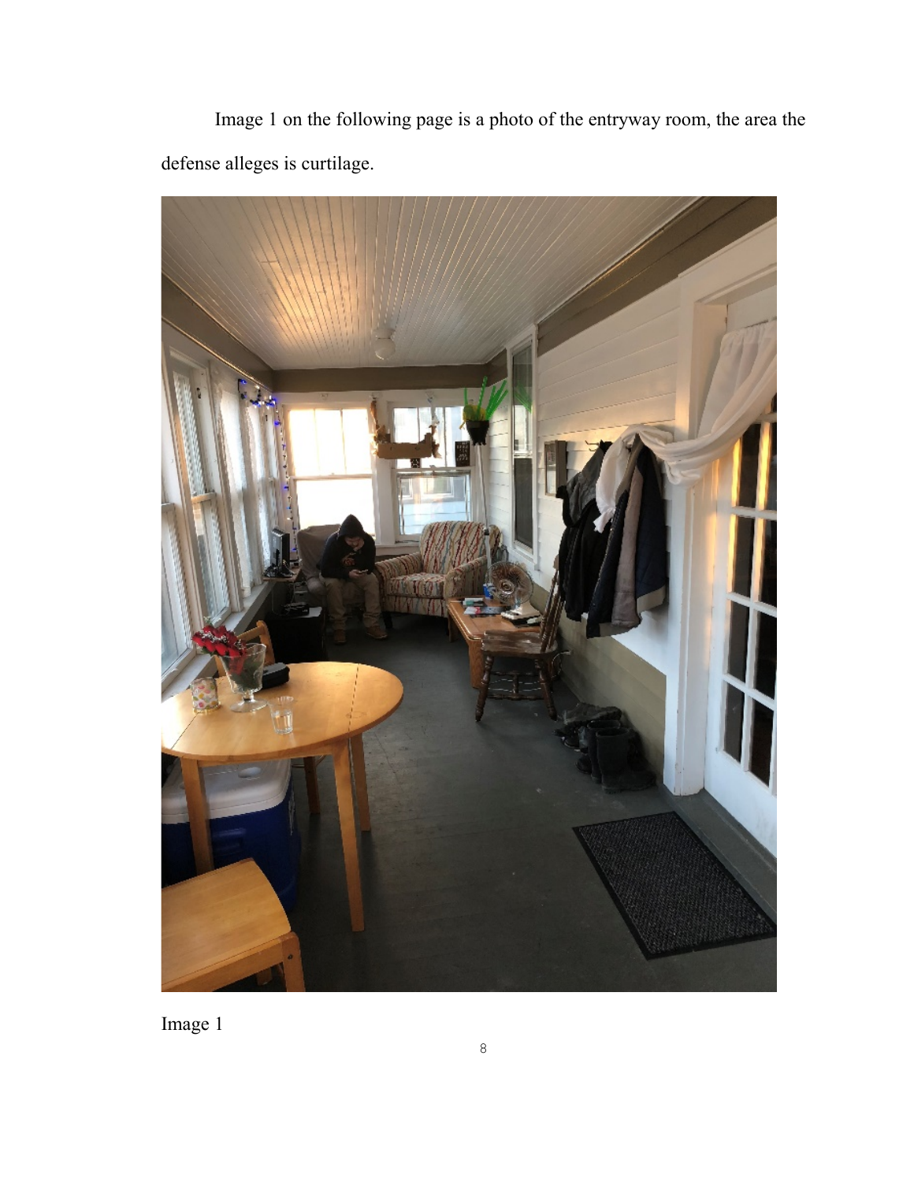Image 1 on the following page is a photo of the entryway room, the area the defense alleges is curtilage.

Image 1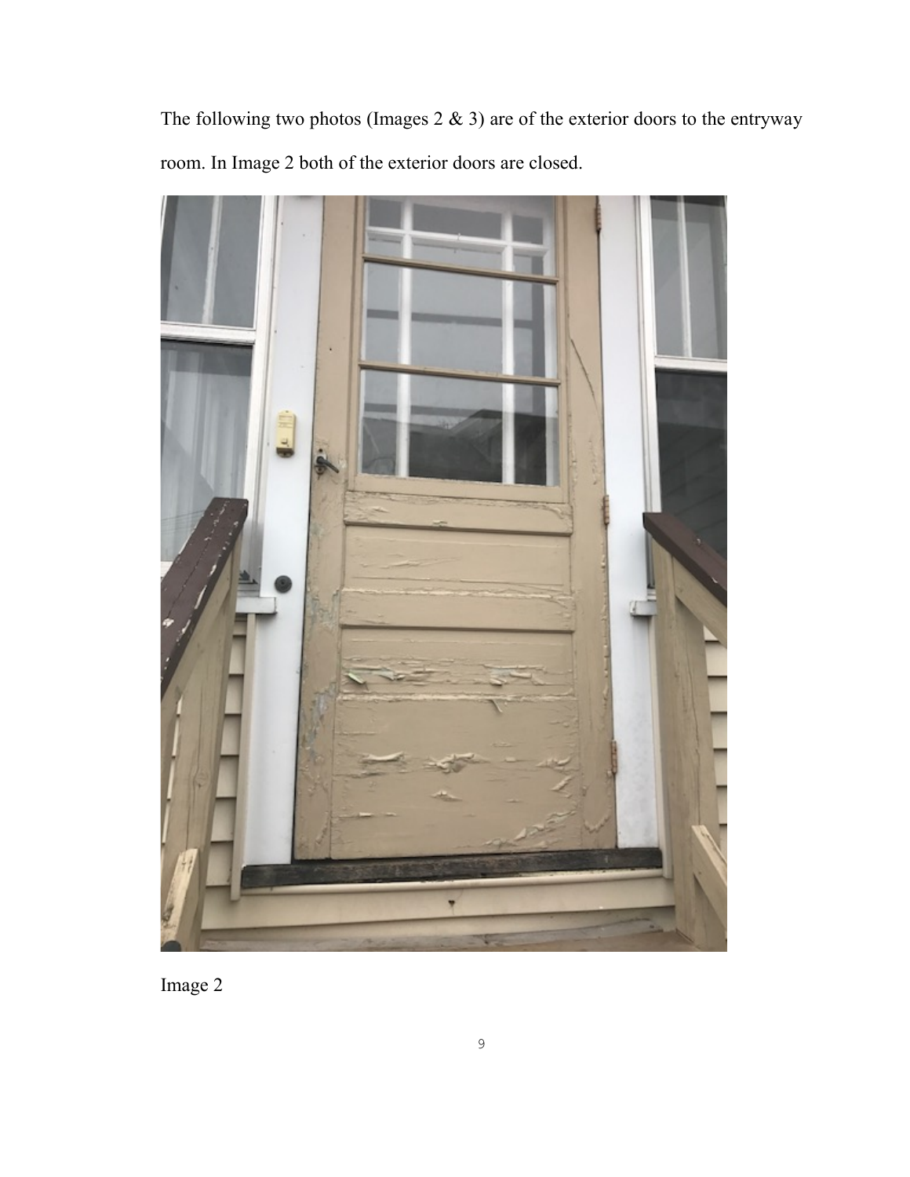The following two photos (Images 2 & 3) are of the exterior doors to the entryway room. In Image 2 both of the exterior doors are closed.

Image 2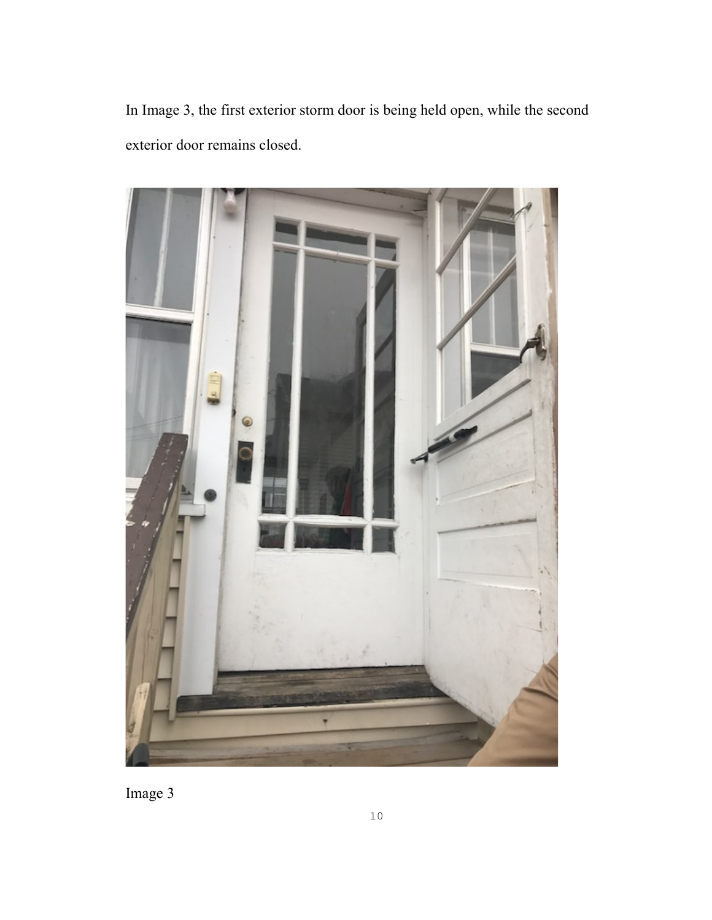In Image 3, the first exterior storm door is being held open, while the second exterior door remains closed.

Image 3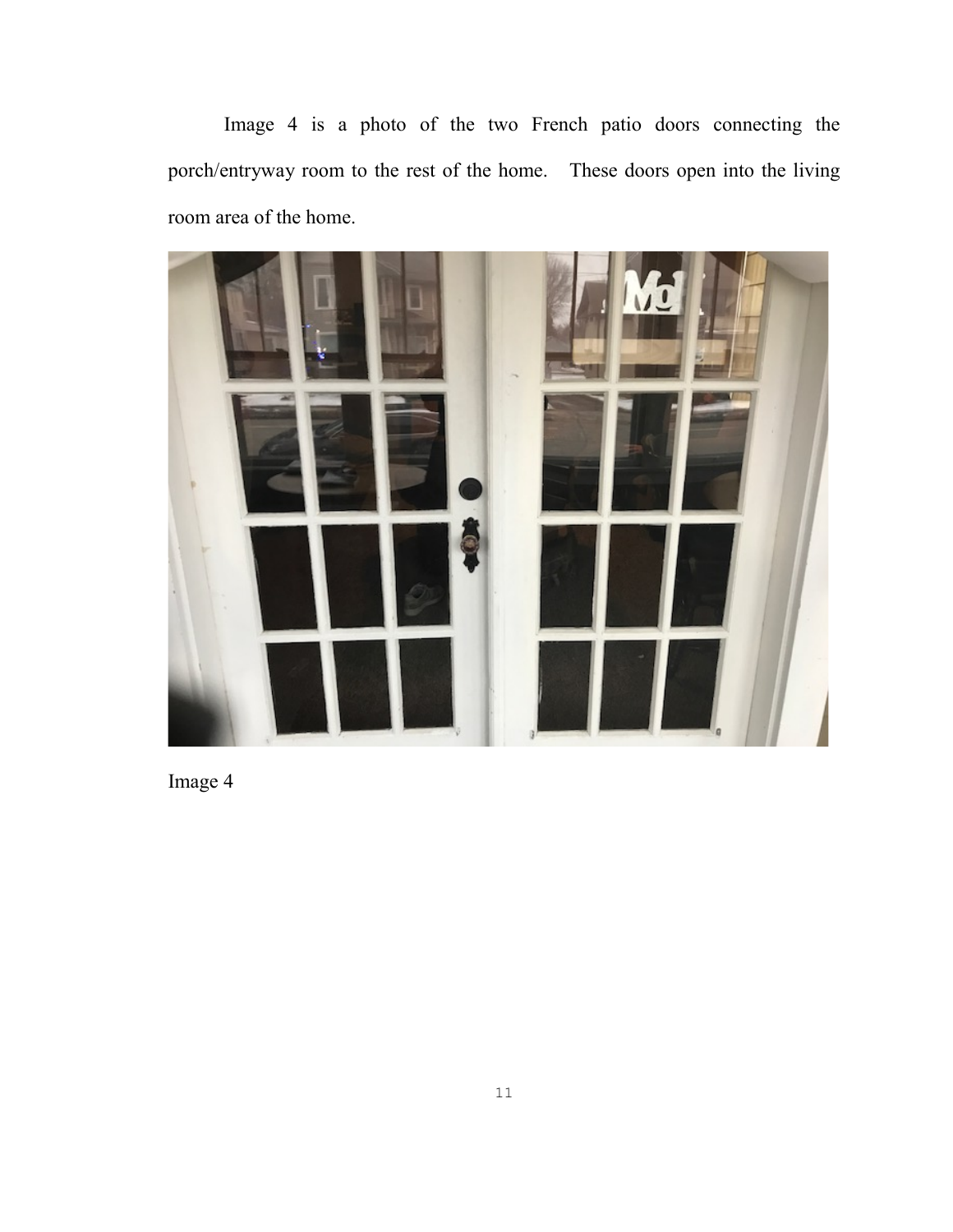Image 4 is a photo of the two French patio doors connecting the porch/entryway room to the rest of the home. These doors open into the living room area of the home.

Image 4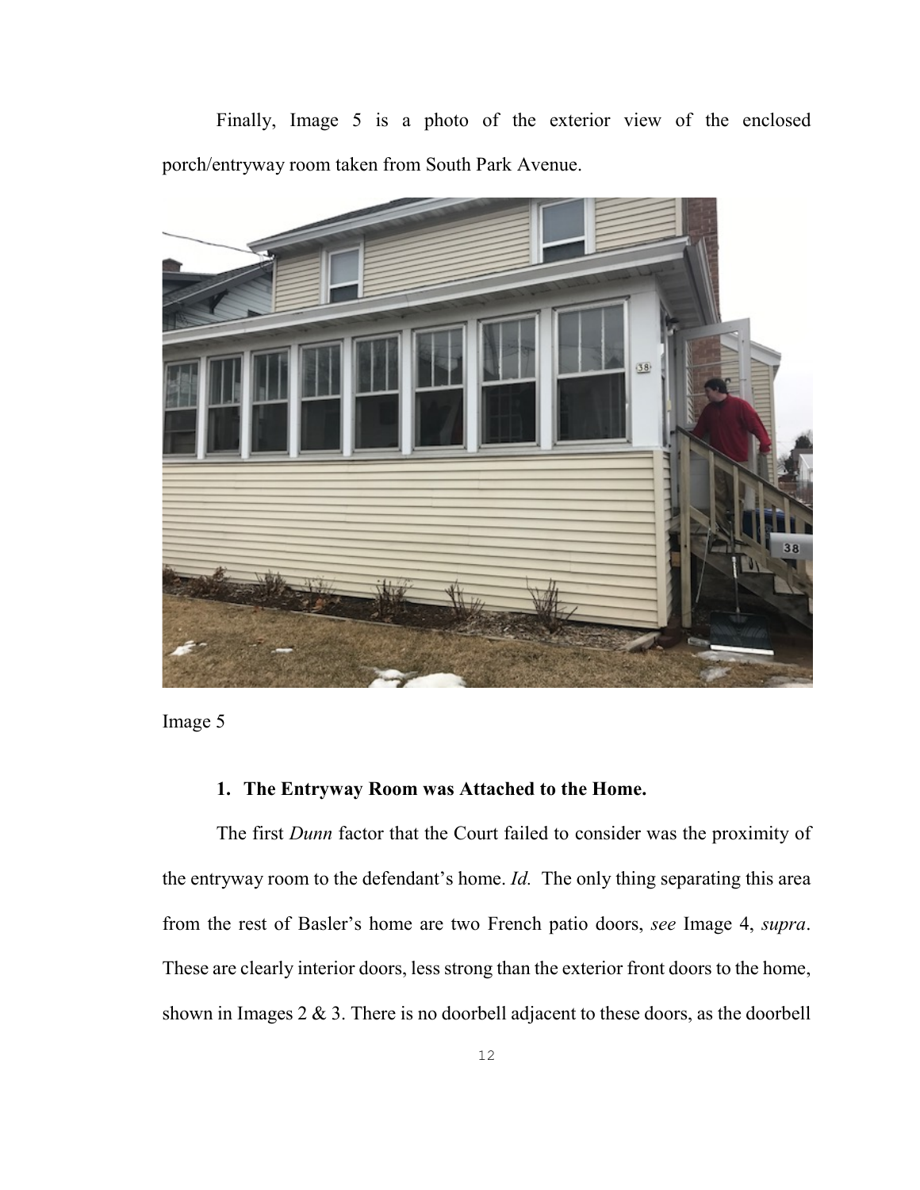Finally, Image 5 is a photo of the exterior view of the enclosed porch/entryway room taken from South Park Avenue.

Image 5

**1. The Entryway Room was Attached to the Home.**

The first *Dunn* factor that the Court failed to consider was the proximity of the entryway room to the defendant's home. *Id.* The only thing separating this area from the rest of Basler's home are two French patio doors, *see* Image 4, *supra*. These are clearly interior doors, less strong than the exterior front doors to the home, shown in Images 2 & 3. There is no doorbell adjacent to these doors, as the doorbell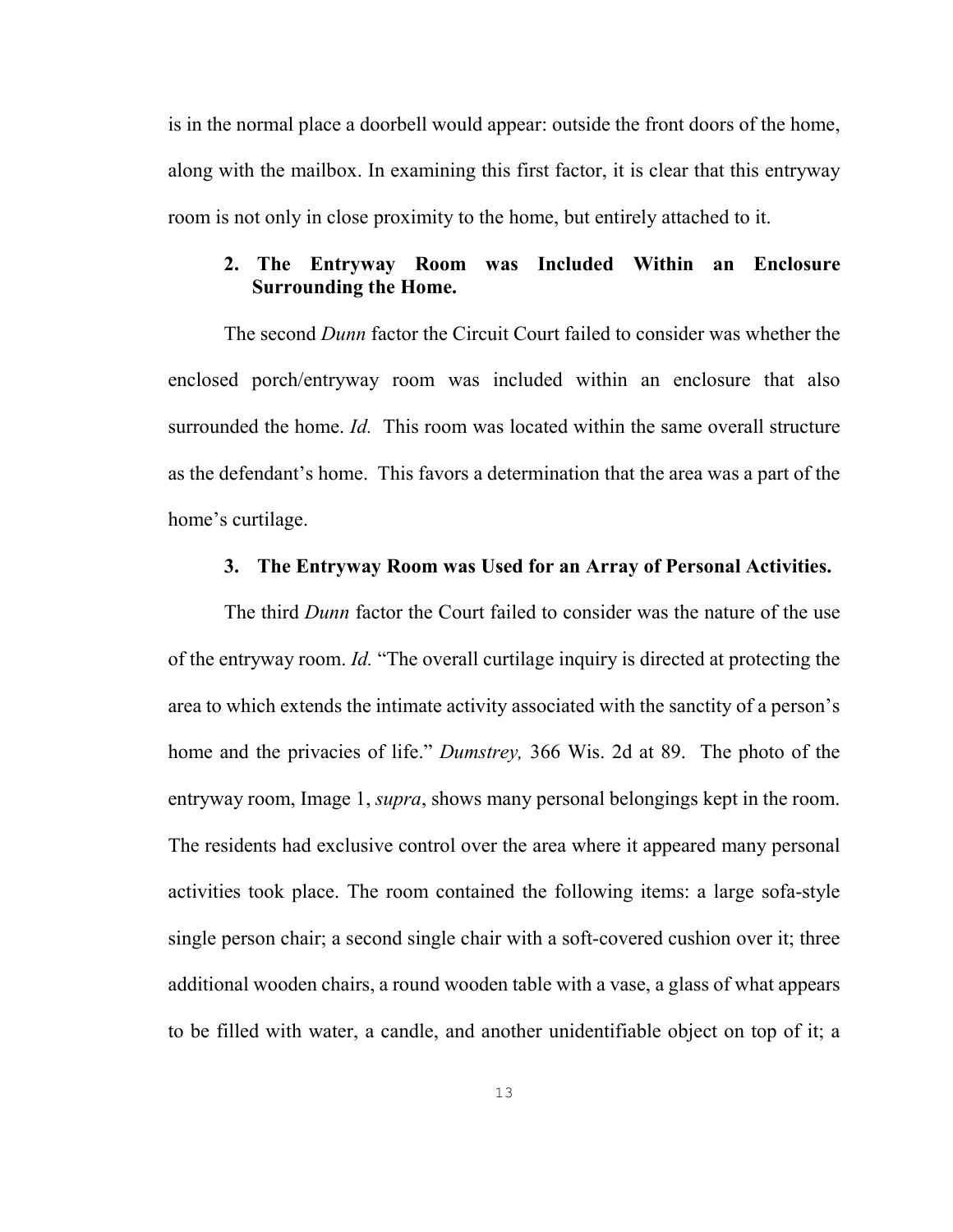is in the normal place a doorbell would appear: outside the front doors of the home, along with the mailbox. In examining this first factor, it is clear that this entryway room is not only in close proximity to the home, but entirely attached to it.

### 2. The Entryway Room was Included Within an Enclosure Surrounding the Home.

The second *Dunn* factor the Circuit Court failed to consider was whether the enclosed porch/entryway room was included within an enclosure that also surrounded the home. *Id.* This room was located within the same overall structure as the defendant's home. This favors a determination that the area was a part of the home's curtilage.

### 3. The Entryway Room was Used for an Array of Personal Activities.

The third *Dunn* factor the Court failed to consider was the nature of the use of the entryway room. *Id.* "The overall curtilage inquiry is directed at protecting the area to which extends the intimate activity associated with the sanctity of a person's home and the privacies of life." *Dumstrey,* 366 Wis. 2d at 89. The photo of the entryway room, Image 1, *supra*, shows many personal belongings kept in the room. The residents had exclusive control over the area where it appeared many personal activities took place. The room contained the following items: a large sofa-style single person chair; a second single chair with a soft-covered cushion over it; three additional wooden chairs, a round wooden table with a vase, a glass of what appears to be filled with water, a candle, and another unidentifiable object on top of it; a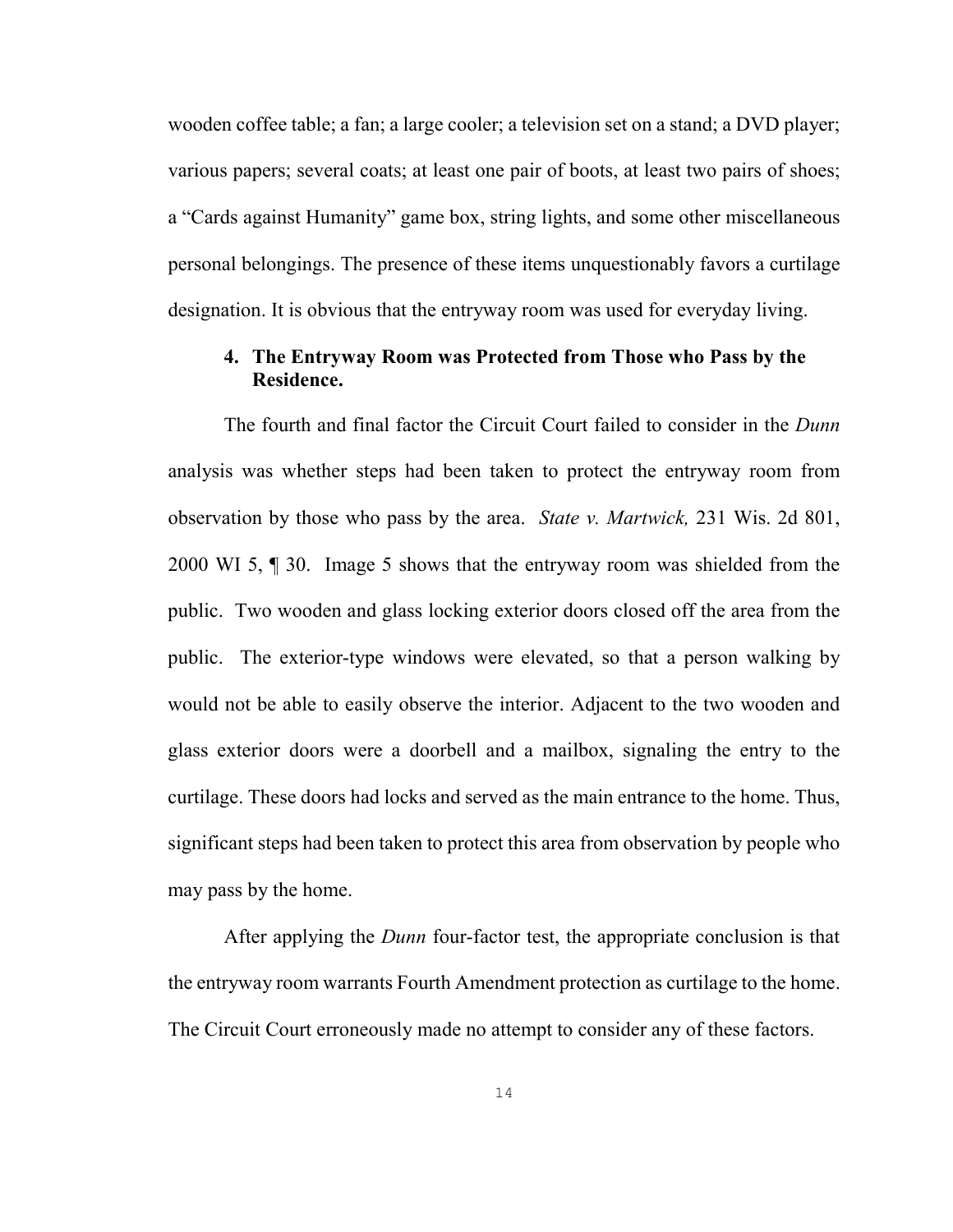wooden coffee table; a fan; a large cooler; a television set on a stand; a DVD player; various papers; several coats; at least one pair of boots, at least two pairs of shoes; a "Cards against Humanity" game box, string lights, and some other miscellaneous personal belongings. The presence of these items unquestionably favors a curtilage designation. It is obvious that the entryway room was used for everyday living.

### 4. The Entryway Room was Protected from Those who Pass by the Residence.

The fourth and final factor the Circuit Court failed to consider in the *Dunn* analysis was whether steps had been taken to protect the entryway room from observation by those who pass by the area. *State v. Martwick,* 231 Wis. 2d 801, 2000 WI 5, ¶ 30. Image 5 shows that the entryway room was shielded from the public. Two wooden and glass locking exterior doors closed off the area from the public. The exterior-type windows were elevated, so that a person walking by would not be able to easily observe the interior. Adjacent to the two wooden and glass exterior doors were a doorbell and a mailbox, signaling the entry to the curtilage. These doors had locks and served as the main entrance to the home. Thus, significant steps had been taken to protect this area from observation by people who may pass by the home.

After applying the *Dunn* four-factor test, the appropriate conclusion is that the entryway room warrants Fourth Amendment protection as curtilage to the home. The Circuit Court erroneously made no attempt to consider any of these factors.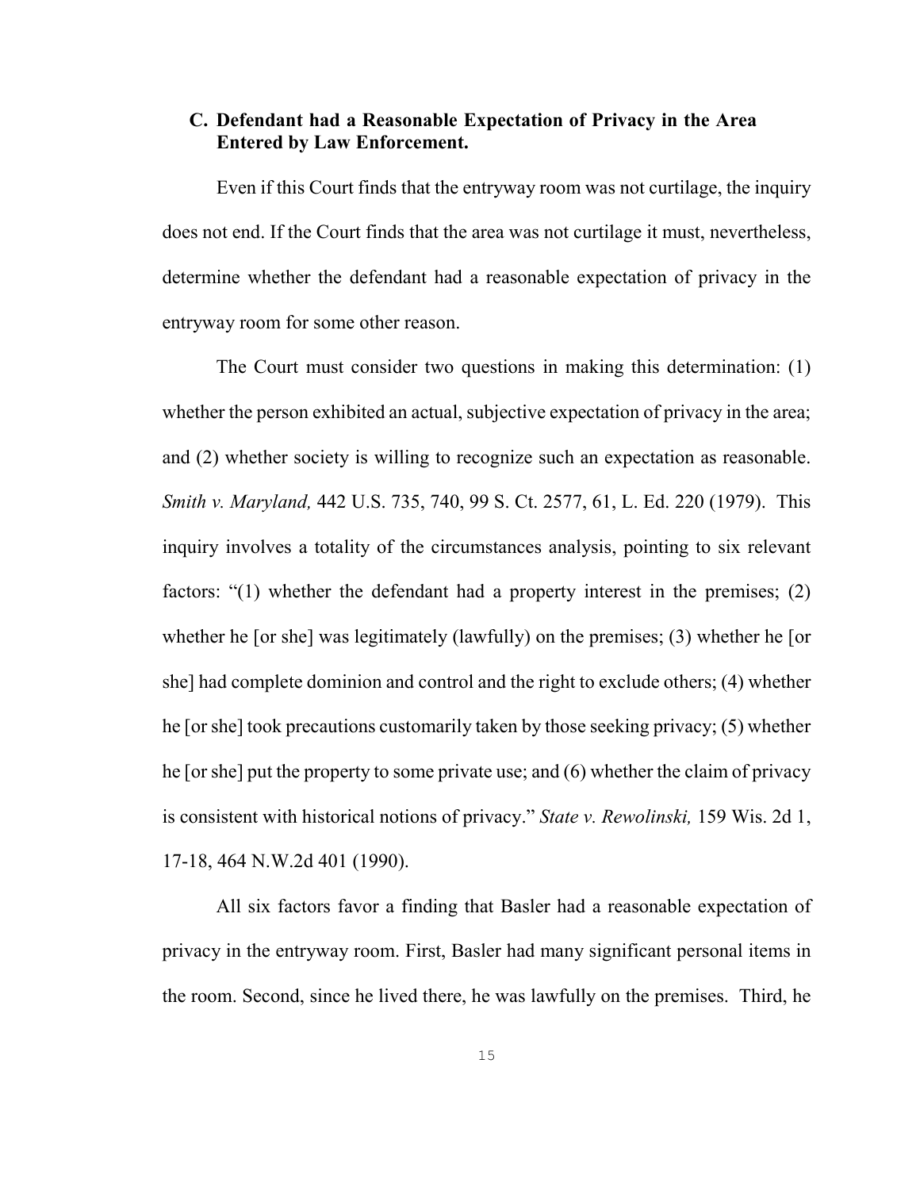### C. Defendant had a Reasonable Expectation of Privacy in the Area Entered by Law Enforcement.

Even if this Court finds that the entryway room was not curtilage, the inquiry does not end. If the Court finds that the area was not curtilage it must, nevertheless, determine whether the defendant had a reasonable expectation of privacy in the entryway room for some other reason.

The Court must consider two questions in making this determination: (1) whether the person exhibited an actual, subjective expectation of privacy in the area; and (2) whether society is willing to recognize such an expectation as reasonable. *Smith v. Maryland,* 442 U.S. 735, 740, 99 S. Ct. 2577, 61, L. Ed. 220 (1979). This inquiry involves a totality of the circumstances analysis, pointing to six relevant factors: "(1) whether the defendant had a property interest in the premises; (2) whether he [or she] was legitimately (lawfully) on the premises; (3) whether he [or she] had complete dominion and control and the right to exclude others; (4) whether he [or she] took precautions customarily taken by those seeking privacy; (5) whether he [or she] put the property to some private use; and (6) whether the claim of privacy is consistent with historical notions of privacy." *State v. Rewolinski,* 159 Wis. 2d 1, 17-18, 464 N.W.2d 401 (1990).

All six factors favor a finding that Basler had a reasonable expectation of privacy in the entryway room. First, Basler had many significant personal items in the room. Second, since he lived there, he was lawfully on the premises. Third, he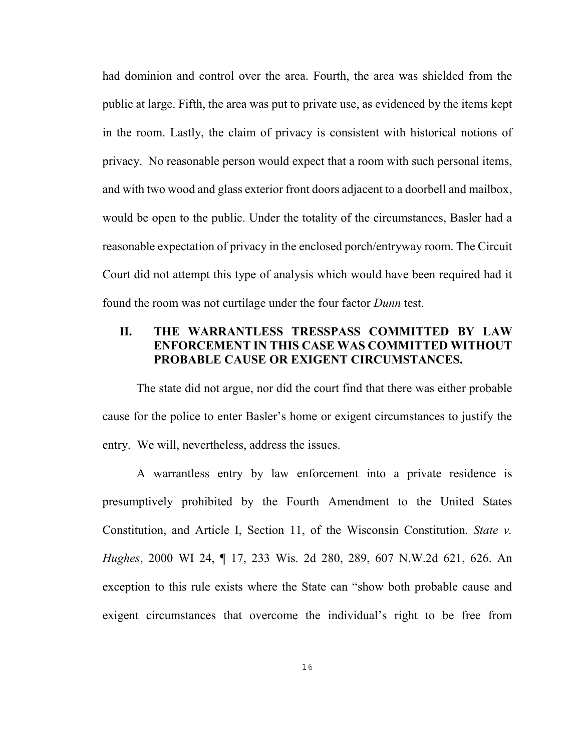had dominion and control over the area. Fourth, the area was shielded from the public at large. Fifth, the area was put to private use, as evidenced by the items kept in the room. Lastly, the claim of privacy is consistent with historical notions of privacy. No reasonable person would expect that a room with such personal items, and with two wood and glass exterior front doors adjacent to a doorbell and mailbox, would be open to the public. Under the totality of the circumstances, Basler had a reasonable expectation of privacy in the enclosed porch/entryway room. The Circuit Court did not attempt this type of analysis which would have been required had it found the room was not curtilage under the four factor *Dunn* test.

## II. THE WARRANTLESS TRESSPASS COMMITTED BY LAW ENFORCEMENT IN THIS CASE WAS COMMITTED WITHOUT PROBABLE CAUSE OR EXIGENT CIRCUMSTANCES.

The state did not argue, nor did the court find that there was either probable cause for the police to enter Basler's home or exigent circumstances to justify the entry. We will, nevertheless, address the issues.

A warrantless entry by law enforcement into a private residence is presumptively prohibited by the Fourth Amendment to the United States Constitution, and Article I, Section 11, of the Wisconsin Constitution. *State v. Hughes*, 2000 WI 24, ¶ 17, 233 Wis. 2d 280, 289, 607 N.W.2d 621, 626. An exception to this rule exists where the State can "show both probable cause and exigent circumstances that overcome the individual's right to be free from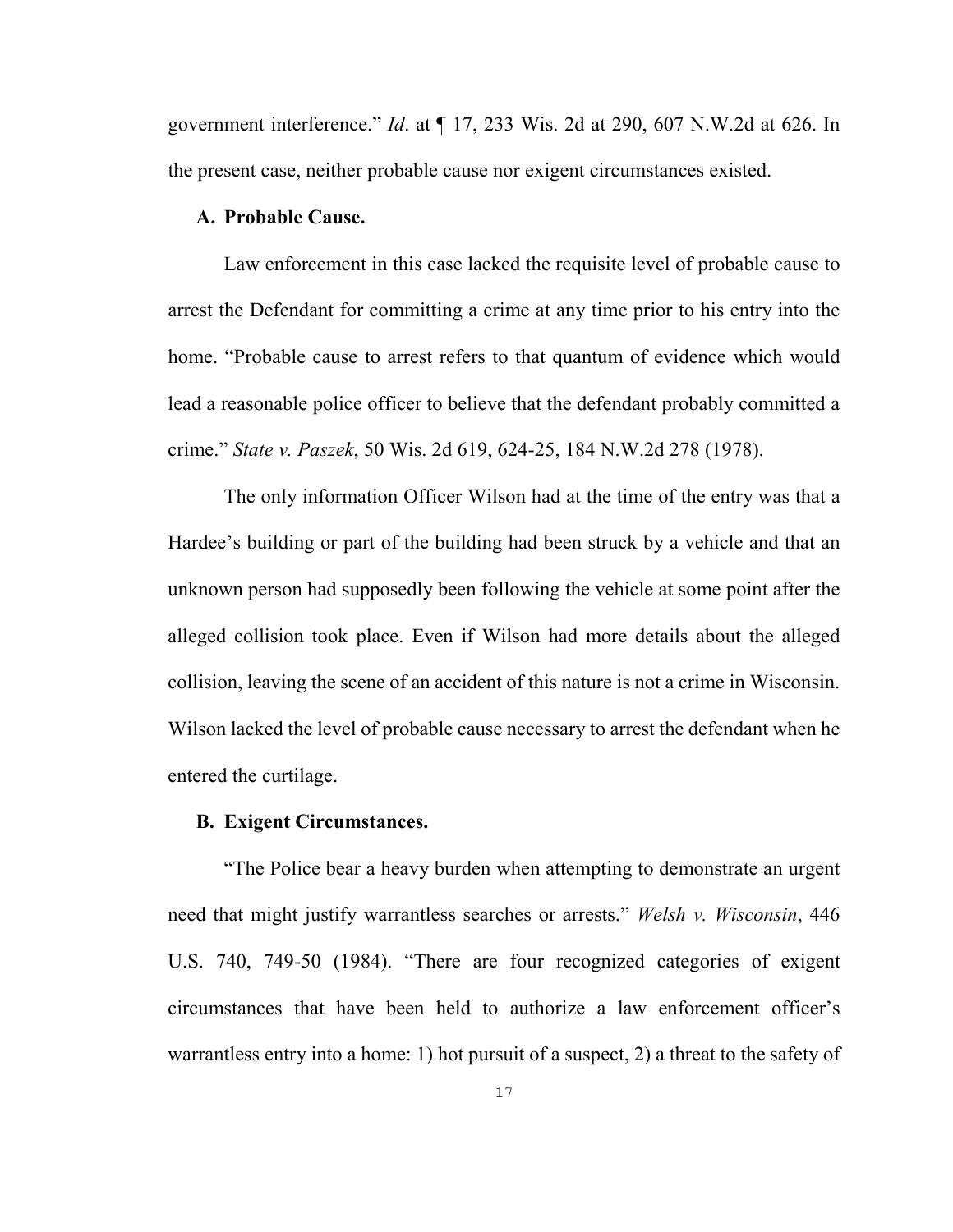government interference." *Id*. at ¶ 17, 233 Wis. 2d at 290, 607 N.W.2d at 626. In the present case, neither probable cause nor exigent circumstances existed.

**A. Probable Cause.**

Law enforcement in this case lacked the requisite level of probable cause to arrest the Defendant for committing a crime at any time prior to his entry into the home. "Probable cause to arrest refers to that quantum of evidence which would lead a reasonable police officer to believe that the defendant probably committed a crime." *State v. Paszek*, 50 Wis. 2d 619, 624-25, 184 N.W.2d 278 (1978).

The only information Officer Wilson had at the time of the entry was that a Hardee's building or part of the building had been struck by a vehicle and that an unknown person had supposedly been following the vehicle at some point after the alleged collision took place. Even if Wilson had more details about the alleged collision, leaving the scene of an accident of this nature is not a crime in Wisconsin. Wilson lacked the level of probable cause necessary to arrest the defendant when he entered the curtilage.

**B. Exigent Circumstances.**

"The Police bear a heavy burden when attempting to demonstrate an urgent need that might justify warrantless searches or arrests." *Welsh v. Wisconsin*, 446 U.S. 740, 749-50 (1984). "There are four recognized categories of exigent circumstances that have been held to authorize a law enforcement officer's warrantless entry into a home: 1) hot pursuit of a suspect, 2) a threat to the safety of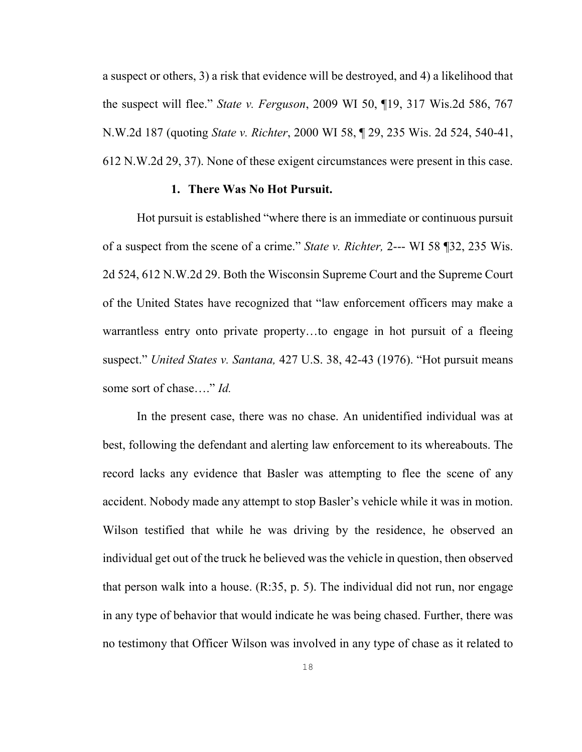a suspect or others, 3) a risk that evidence will be destroyed, and 4) a likelihood that the suspect will flee." *State v. Ferguson*, 2009 WI 50, ¶19, 317 Wis.2d 586, 767 N.W.2d 187 (quoting *State v. Richter*, 2000 WI 58, ¶ 29, 235 Wis. 2d 524, 540-41, 612 N.W.2d 29, 37). None of these exigent circumstances were present in this case.

### 1. There Was No Hot Pursuit.

Hot pursuit is established "where there is an immediate or continuous pursuit of a suspect from the scene of a crime." *State v. Richter,* 2--- WI 58 ¶32, 235 Wis. 2d 524, 612 N.W.2d 29. Both the Wisconsin Supreme Court and the Supreme Court of the United States have recognized that "law enforcement officers may make a warrantless entry onto private property…to engage in hot pursuit of a fleeing suspect." *United States v. Santana,* 427 U.S. 38, 42-43 (1976). "Hot pursuit means some sort of chase…." *Id.*

In the present case, there was no chase. An unidentified individual was at best, following the defendant and alerting law enforcement to its whereabouts. The record lacks any evidence that Basler was attempting to flee the scene of any accident. Nobody made any attempt to stop Basler's vehicle while it was in motion. Wilson testified that while he was driving by the residence, he observed an individual get out of the truck he believed was the vehicle in question, then observed that person walk into a house. (R:35, p. 5). The individual did not run, nor engage in any type of behavior that would indicate he was being chased. Further, there was no testimony that Officer Wilson was involved in any type of chase as it related to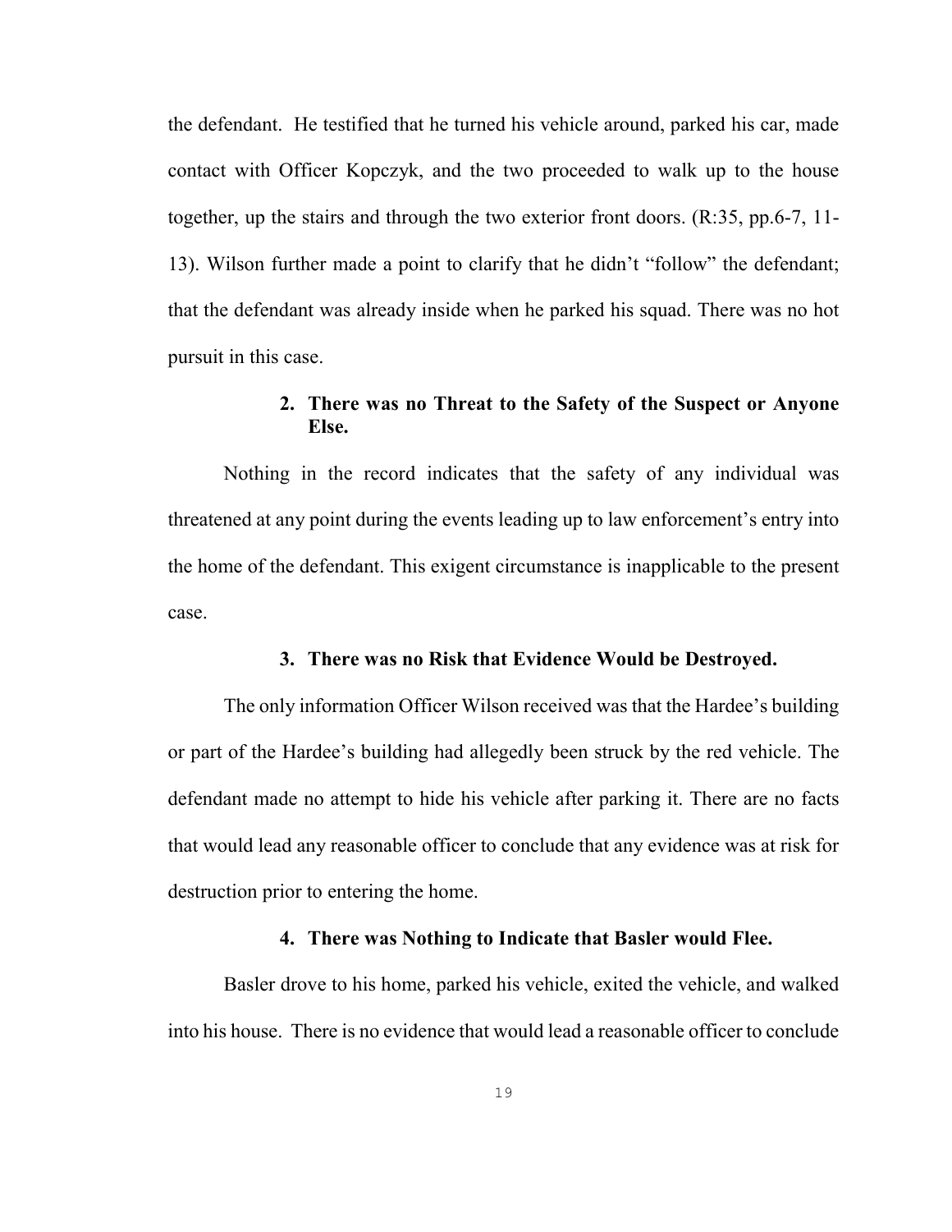the defendant. He testified that he turned his vehicle around, parked his car, made contact with Officer Kopczyk, and the two proceeded to walk up to the house together, up the stairs and through the two exterior front doors. (R:35, pp.6-7, 11-13). Wilson further made a point to clarify that he didn't "follow" the defendant; that the defendant was already inside when he parked his squad. There was no hot pursuit in this case.

**2. There was no Threat to the Safety of the Suspect or Anyone Else.**

Nothing in the record indicates that the safety of any individual was threatened at any point during the events leading up to law enforcement's entry into the home of the defendant. This exigent circumstance is inapplicable to the present case.

**3. There was no Risk that Evidence Would be Destroyed.**

The only information Officer Wilson received was that the Hardee's building or part of the Hardee's building had allegedly been struck by the red vehicle. The defendant made no attempt to hide his vehicle after parking it. There are no facts that would lead any reasonable officer to conclude that any evidence was at risk for destruction prior to entering the home.

**4. There was Nothing to Indicate that Basler would Flee.**

Basler drove to his home, parked his vehicle, exited the vehicle, and walked into his house. There is no evidence that would lead a reasonable officer to conclude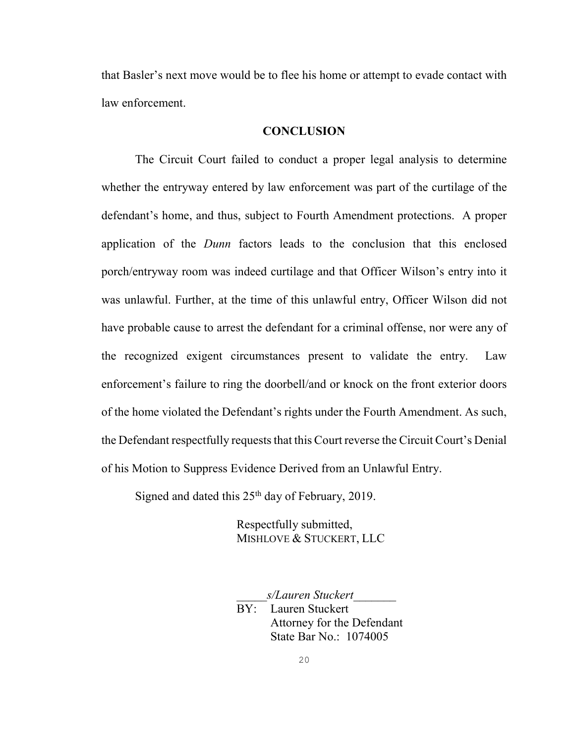that Basler's next move would be to flee his home or attempt to evade contact with law enforcement.

## CONCLUSION

The Circuit Court failed to conduct a proper legal analysis to determine whether the entryway entered by law enforcement was part of the curtilage of the defendant's home, and thus, subject to Fourth Amendment protections. A proper application of the *Dunn* factors leads to the conclusion that this enclosed porch/entryway room was indeed curtilage and that Officer Wilson's entry into it was unlawful. Further, at the time of this unlawful entry, Officer Wilson did not have probable cause to arrest the defendant for a criminal offense, nor were any of the recognized exigent circumstances present to validate the entry. Law enforcement's failure to ring the doorbell/and or knock on the front exterior doors of the home violated the Defendant's rights under the Fourth Amendment. As such, the Defendant respectfully requests that this Court reverse the Circuit Court's Denial of his Motion to Suppress Evidence Derived from an Unlawful Entry.

Signed and dated this 25th day of February, 2019.

Respectfully submitted,
MISHLOVE & STUCKERT, LLC

_____*s/Lauren Stuckert*_______
BY: Lauren Stuckert
Attorney for the Defendant
State Bar No.: 1074005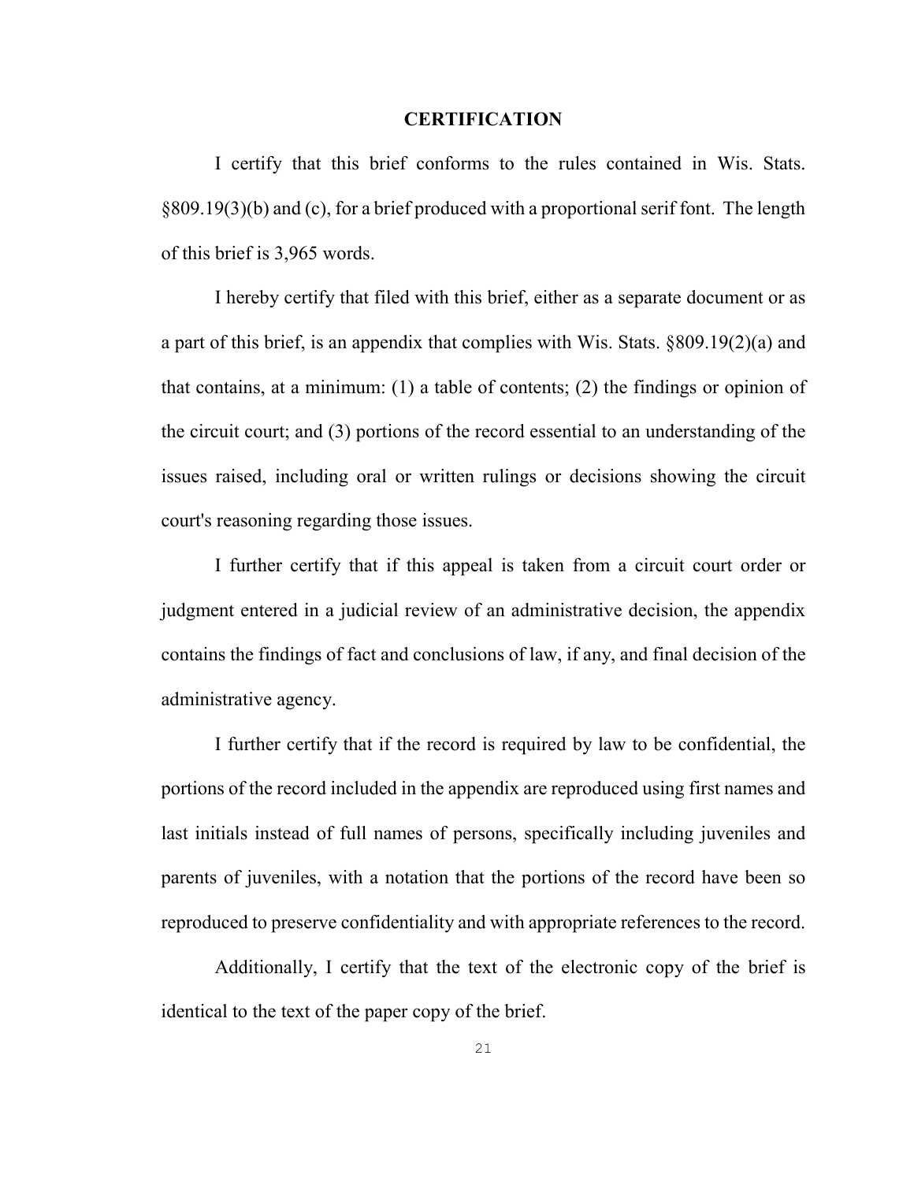## CERTIFICATION

I certify that this brief conforms to the rules contained in Wis. Stats. §809.19(3)(b) and (c), for a brief produced with a proportional serif font. The length of this brief is 3,965 words.

I hereby certify that filed with this brief, either as a separate document or as a part of this brief, is an appendix that complies with Wis. Stats. §809.19(2)(a) and that contains, at a minimum: (1) a table of contents; (2) the findings or opinion of the circuit court; and (3) portions of the record essential to an understanding of the issues raised, including oral or written rulings or decisions showing the circuit court's reasoning regarding those issues.

I further certify that if this appeal is taken from a circuit court order or judgment entered in a judicial review of an administrative decision, the appendix contains the findings of fact and conclusions of law, if any, and final decision of the administrative agency.

I further certify that if the record is required by law to be confidential, the portions of the record included in the appendix are reproduced using first names and last initials instead of full names of persons, specifically including juveniles and parents of juveniles, with a notation that the portions of the record have been so reproduced to preserve confidentiality and with appropriate references to the record.

Additionally, I certify that the text of the electronic copy of the brief is identical to the text of the paper copy of the brief.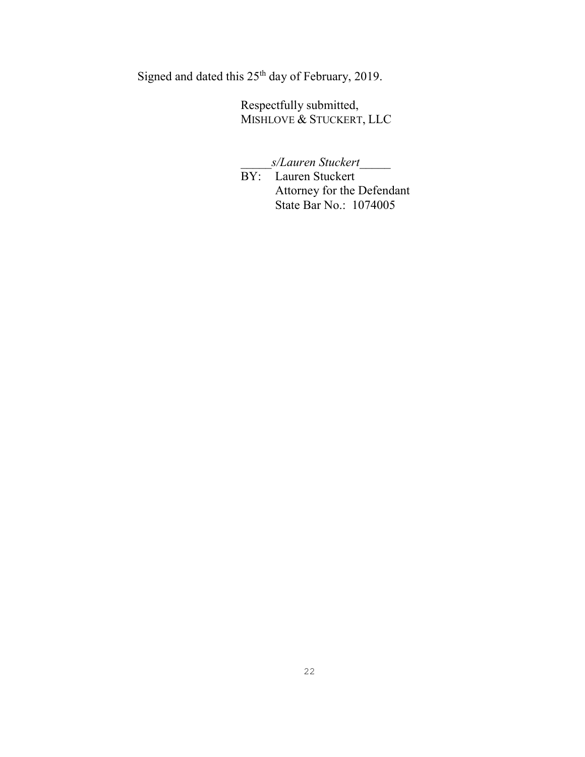Signed and dated this 25th day of February, 2019.

Respectfully submitted,
MISHLOVE & STUCKERT, LLC

_____*s/Lauren Stuckert*_____
BY: Lauren Stuckert
Attorney for the Defendant
State Bar No.: 1074005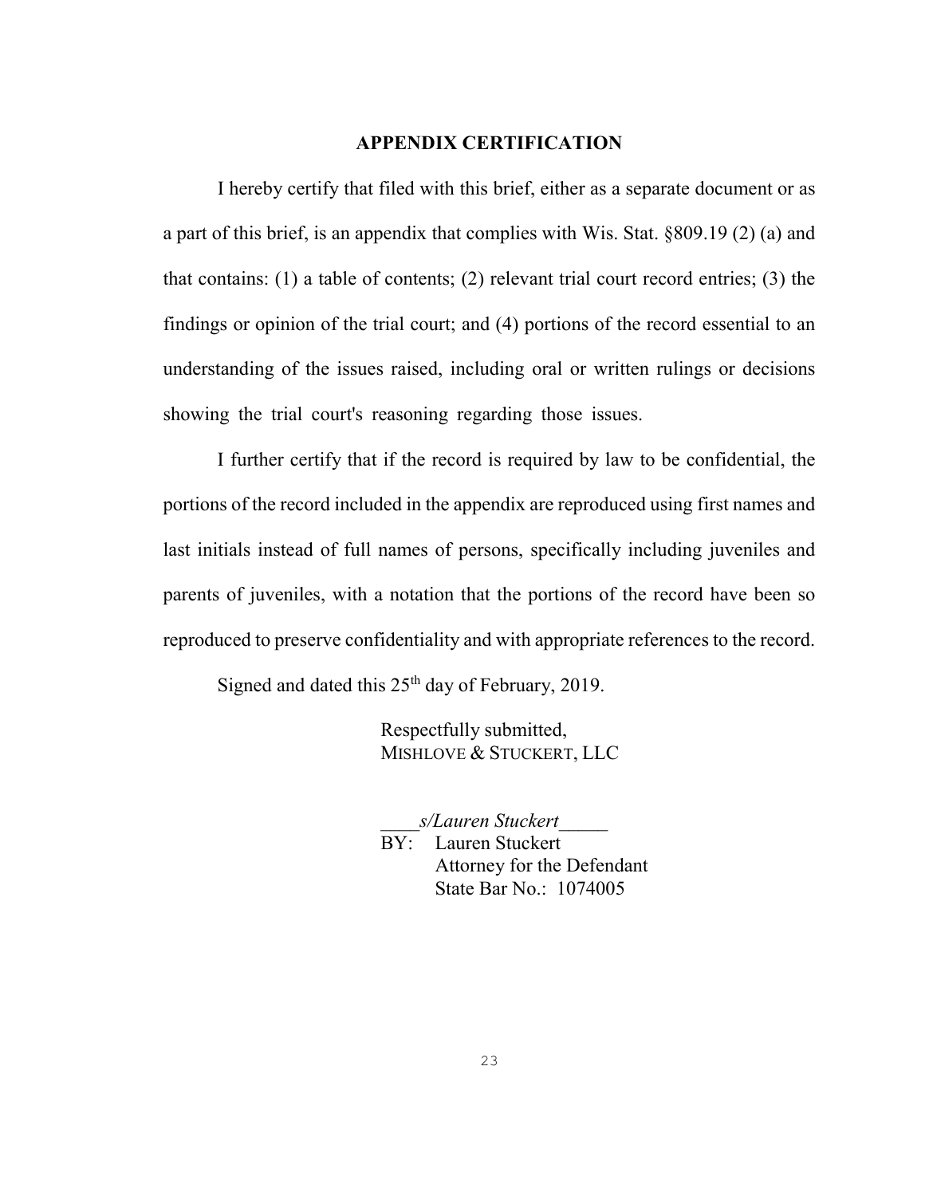## APPENDIX CERTIFICATION

I hereby certify that filed with this brief, either as a separate document or as a part of this brief, is an appendix that complies with Wis. Stat. §809.19 (2) (a) and that contains: (1) a table of contents; (2) relevant trial court record entries; (3) the findings or opinion of the trial court; and (4) portions of the record essential to an understanding of the issues raised, including oral or written rulings or decisions showing the trial court's reasoning regarding those issues.

I further certify that if the record is required by law to be confidential, the portions of the record included in the appendix are reproduced using first names and last initials instead of full names of persons, specifically including juveniles and parents of juveniles, with a notation that the portions of the record have been so reproduced to preserve confidentiality and with appropriate references to the record.

Signed and dated this 25th day of February, 2019.

Respectfully submitted,
MISHLOVE & STUCKERT, LLC

____*s/Lauren Stuckert*_____
BY: Lauren Stuckert
Attorney for the Defendant
State Bar No.: 1074005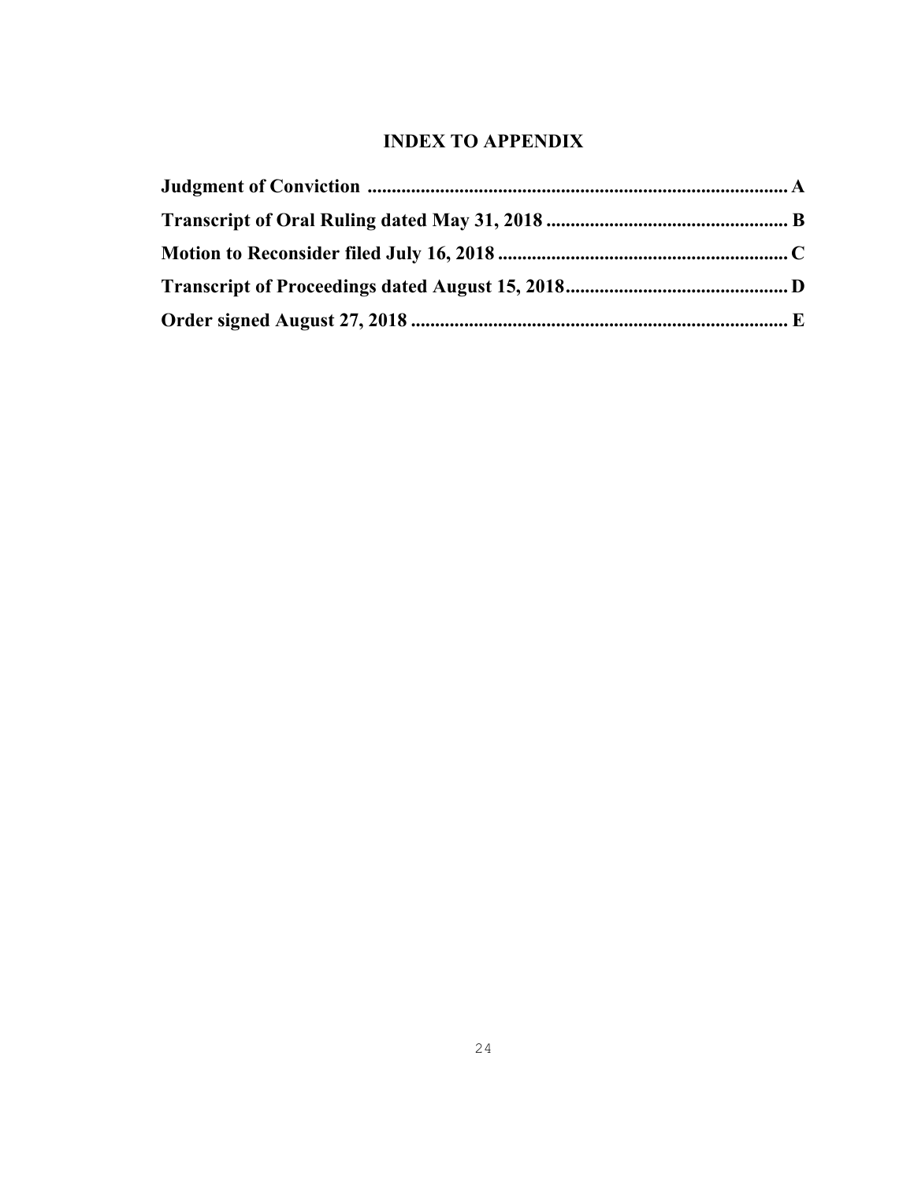# INDEX TO APPENDIX

**Judgment of Conviction ...................................................................................... A**

**Transcript of Oral Ruling dated May 31, 2018 .................................................. B**

**Motion to Reconsider filed July 16, 2018 ........................................................... C**

**Transcript of Proceedings dated August 15, 2018.............................................. D**

**Order signed August 27, 2018 ............................................................................. E**